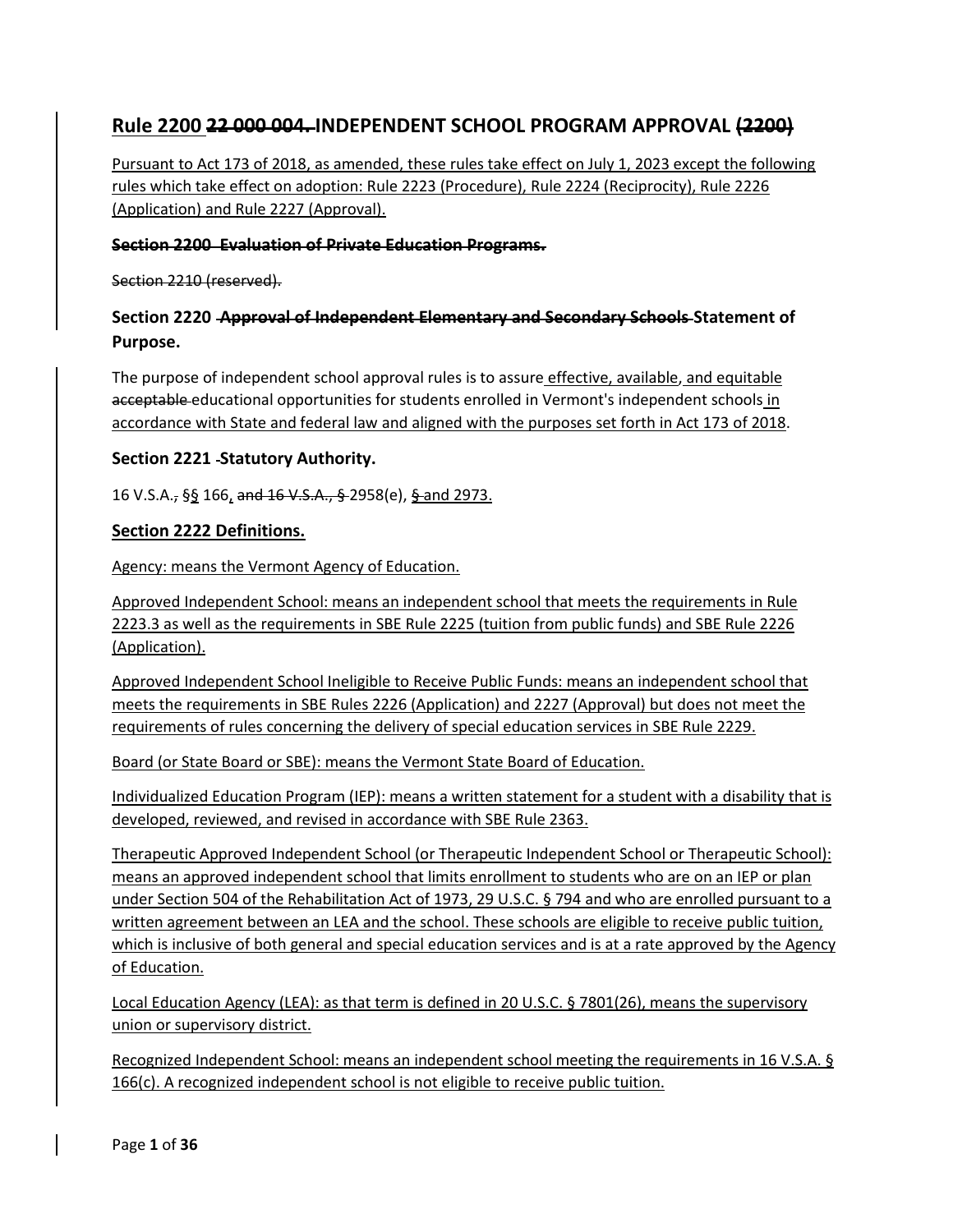# Rule 2200 ~~22 000 004.~~ INDEPENDENT SCHOOL PROGRAM APPROVAL ~~(2200)~~

Pursuant to Act 173 of 2018, as amended, these rules take effect on July 1, 2023 except the following rules which take effect on adoption: Rule 2223 (Procedure), Rule 2224 (Reciprocity), Rule 2226 (Application) and Rule 2227 (Approval).

~~**Section 2200 Evaluation of Private Education Programs.**~~

~~Section 2210 (reserved).~~

## Section 2220 ~~Approval of Independent Elementary and Secondary Schools~~ Statement of Purpose.

The purpose of independent school approval rules is to assure effective, available, and equitable ~~acceptable~~ educational opportunities for students enrolled in Vermont's independent schools in accordance with State and federal law and aligned with the purposes set forth in Act 173 of 2018.

## Section 2221 Statutory Authority.

16 V.S.A.~~,~~ §§ 166, ~~and 16 V.S.A., §~~ 2958(e), ~~§~~ and 2973.

## Section 2222 Definitions.

Agency: means the Vermont Agency of Education.

Approved Independent School: means an independent school that meets the requirements in Rule 2223.3 as well as the requirements in SBE Rule 2225 (tuition from public funds) and SBE Rule 2226 (Application).

Approved Independent School Ineligible to Receive Public Funds: means an independent school that meets the requirements in SBE Rules 2226 (Application) and 2227 (Approval) but does not meet the requirements of rules concerning the delivery of special education services in SBE Rule 2229.

Board (or State Board or SBE): means the Vermont State Board of Education.

Individualized Education Program (IEP): means a written statement for a student with a disability that is developed, reviewed, and revised in accordance with SBE Rule 2363.

Therapeutic Approved Independent School (or Therapeutic Independent School or Therapeutic School): means an approved independent school that limits enrollment to students who are on an IEP or plan under Section 504 of the Rehabilitation Act of 1973, 29 U.S.C. § 794 and who are enrolled pursuant to a written agreement between an LEA and the school. These schools are eligible to receive public tuition, which is inclusive of both general and special education services and is at a rate approved by the Agency of Education.

Local Education Agency (LEA): as that term is defined in 20 U.S.C. § 7801(26), means the supervisory union or supervisory district.

Recognized Independent School: means an independent school meeting the requirements in 16 V.S.A. § 166(c). A recognized independent school is not eligible to receive public tuition.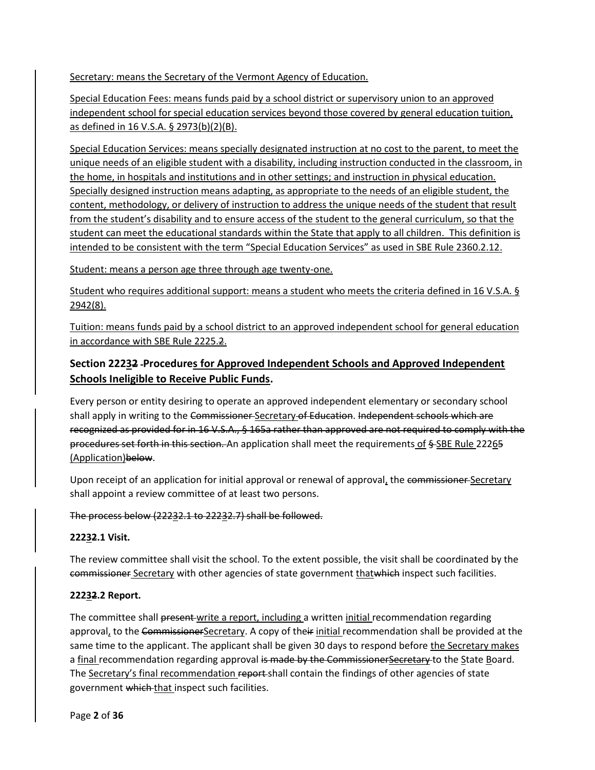Secretary: means the Secretary of the Vermont Agency of Education.

Special Education Fees: means funds paid by a school district or supervisory union to an approved independent school for special education services beyond those covered by general education tuition, as defined in 16 V.S.A. § 2973(b)(2)(B).

Special Education Services: means specially designated instruction at no cost to the parent, to meet the unique needs of an eligible student with a disability, including instruction conducted in the classroom, in the home, in hospitals and institutions and in other settings; and instruction in physical education. Specially designed instruction means adapting, as appropriate to the needs of an eligible student, the content, methodology, or delivery of instruction to address the unique needs of the student that result from the student's disability and to ensure access of the student to the general curriculum, so that the student can meet the educational standards within the State that apply to all children. This definition is intended to be consistent with the term "Special Education Services" as used in SBE Rule 2360.2.12.

Student: means a person age three through age twenty-one.

Student who requires additional support: means a student who meets the criteria defined in 16 V.S.A. § 2942(8).

Tuition: means funds paid by a school district to an approved independent school for general education in accordance with SBE Rule 2225.~~2~~.

## Section 2223~~2~~ Procedures for Approved Independent Schools and Approved Independent Schools Ineligible to Receive Public Funds.

Every person or entity desiring to operate an approved independent elementary or secondary school shall apply in writing to the ~~Commissioner~~ Secretary ~~of Education~~. ~~Independent schools which are recognized as provided for in 16 V.S.A., § 165a rather than approved are not required to comply with the procedures set forth in this section.~~ An application shall meet the requirements of ~~§~~ SBE Rule 2226~~5~~ (Application)~~below~~.

Upon receipt of an application for initial approval or renewal of approval, the ~~commissioner~~ Secretary shall appoint a review committee of at least two persons.

~~The process below (22232.1 to 22232.7) shall be followed.~~

**2223~~2~~.1 Visit.**

The review committee shall visit the school. To the extent possible, the visit shall be coordinated by the ~~commissioner~~ Secretary with other agencies of state government that~~which~~ inspect such facilities.

**2223~~2~~.2 Report.**

The committee shall ~~present~~ write a report, including a written initial recommendation regarding approval, to the ~~Commissioner~~Secretary. A copy of the~~ir~~ initial recommendation shall be provided at the same time to the applicant. The applicant shall be given 30 days to respond before the Secretary makes a final recommendation regarding approval ~~is made by the CommissionerSecretary~~ to the State Board. The Secretary's final recommendation ~~report~~ shall contain the findings of other agencies of state government ~~which~~ that inspect such facilities.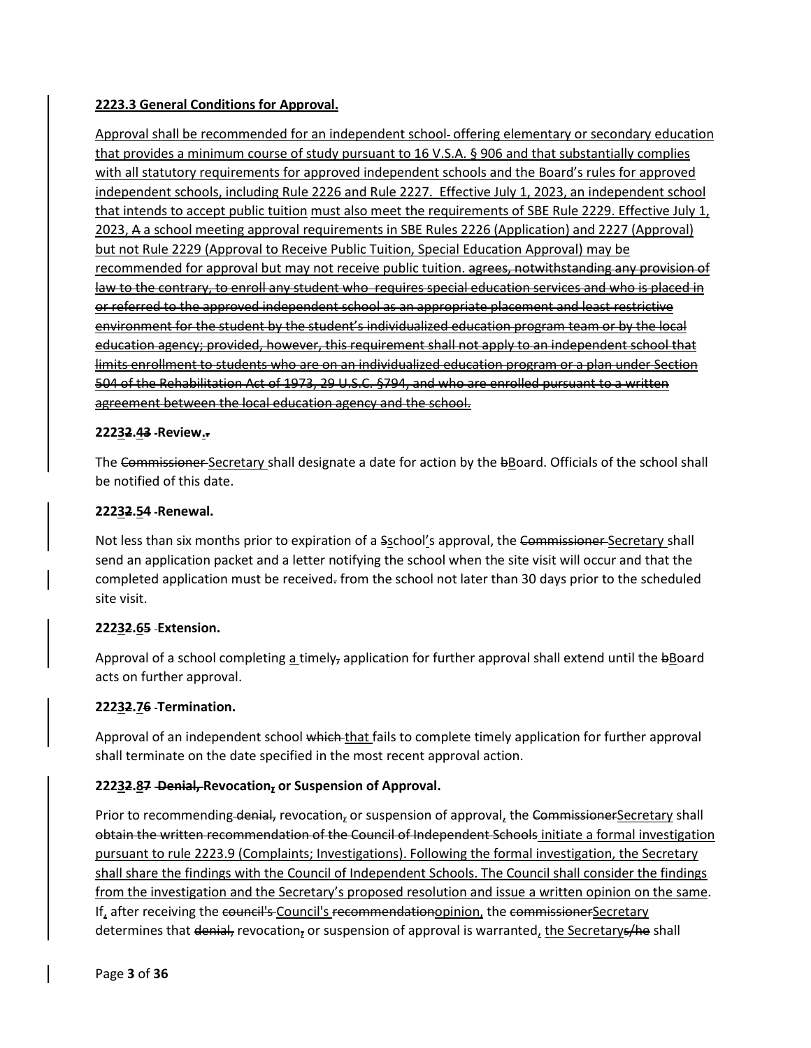**2223.3 General Conditions for Approval.**

Approval shall be recommended for an independent school~~-~~ offering elementary or secondary education that provides a minimum course of study pursuant to 16 V.S.A. § 906 and that substantially complies with all statutory requirements for approved independent schools and the Board's rules for approved independent schools, including Rule 2226 and Rule 2227. Effective July 1, 2023, an independent school that intends to accept public tuition must also meet the requirements of SBE Rule 2229. Effective July 1, 2023, ~~A~~ a school meeting approval requirements in SBE Rules 2226 (Application) and 2227 (Approval) but not Rule 2229 (Approval to Receive Public Tuition, Special Education Approval) may be recommended for approval but may not receive public tuition. ~~agrees, notwithstanding any provision of law to the contrary, to enroll any student who requires special education services and who is placed in or referred to the approved independent school as an appropriate placement and least restrictive environment for the student by the student's individualized education program team or by the local education agency; provided, however, this requirement shall not apply to an independent school that limits enrollment to students who are on an individualized education program or a plan under Section 504 of the Rehabilitation Act of 1973, 29 U.S.C. §794, and who are enrolled pursuant to a written agreement between the local education agency and the school.~~

**2223~~2~~.4~~3~~ Review.~~.~~**

The ~~Commissioner~~ Secretary shall designate a date for action by the ~~b~~Board. Officials of the school shall be notified of this date.

**2223~~2~~.5~~4~~ Renewal.**

Not less than six months prior to expiration of a ~~S~~school's approval, the ~~Commissioner~~ Secretary shall send an application packet and a letter notifying the school when the site visit will occur and that the completed application must be received~~.~~ from the school not later than 30 days prior to the scheduled site visit.

**2223~~2~~.6~~5~~ Extension.**

Approval of a school completing a timely~~,~~ application for further approval shall extend until the ~~b~~Board acts on further approval.

**2223~~2~~.7~~6~~ Termination.**

Approval of an independent school ~~which~~ that fails to complete timely application for further approval shall terminate on the date specified in the most recent approval action.

**2223~~2~~.8~~7~~ ~~Denial,~~ Revocation~~,~~ or Suspension of Approval.**

Prior to recommending ~~denial,~~ revocation~~,~~ or suspension of approval, the ~~Commissioner~~Secretary shall ~~obtain the written recommendation of the Council of Independent Schools~~ initiate a formal investigation pursuant to rule 2223.9 (Complaints; Investigations). Following the formal investigation, the Secretary shall share the findings with the Council of Independent Schools. The Council shall consider the findings from the investigation and the Secretary's proposed resolution and issue a written opinion on the same. If, after receiving the ~~council's~~ Council's ~~recommendation~~opinion, the ~~commissioner~~Secretary determines that ~~denial,~~ revocation~~,~~ or suspension of approval is warranted, the Secretary~~s/he~~ shall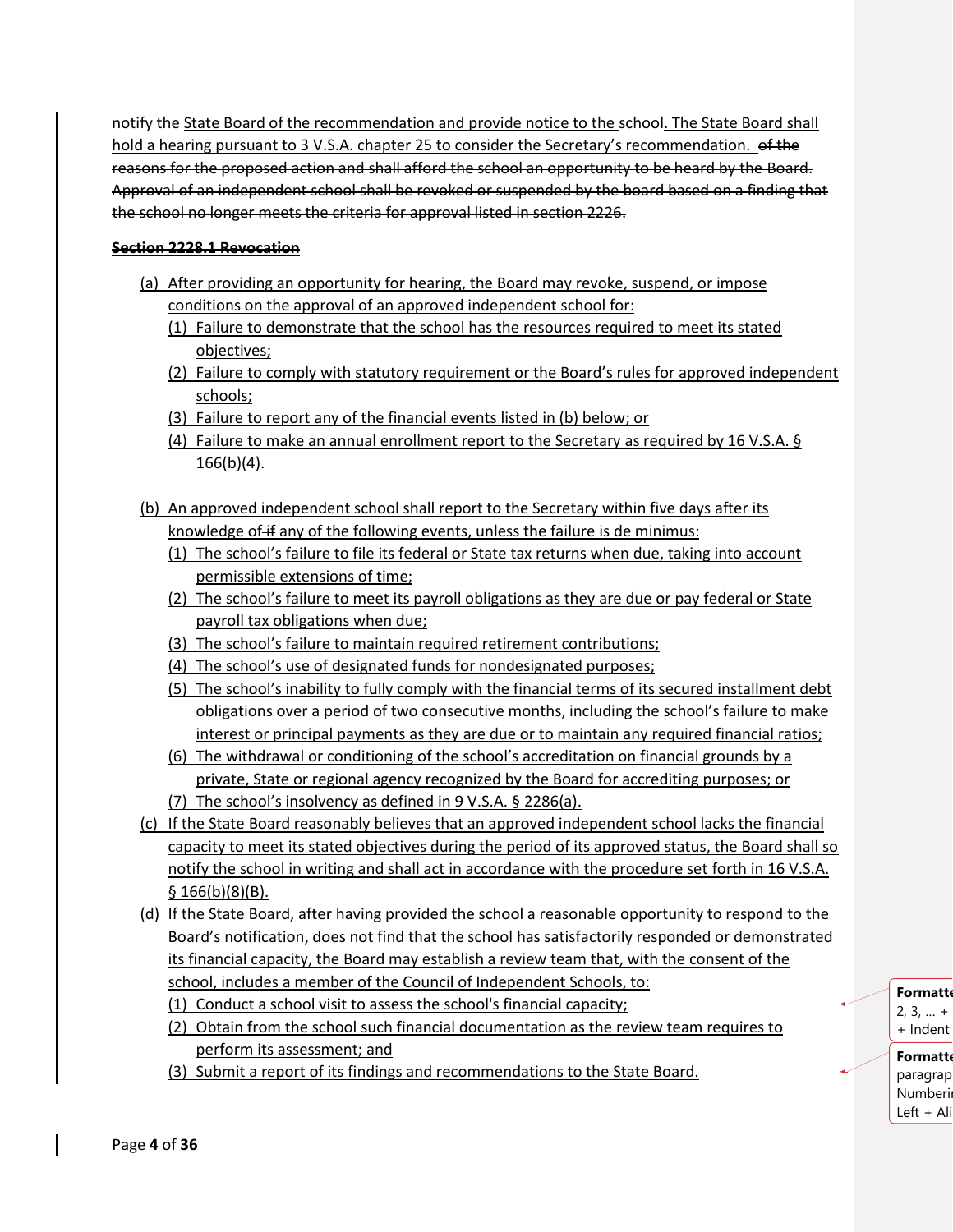notify the State Board of the recommendation and provide notice to the school. The State Board shall hold a hearing pursuant to 3 V.S.A. chapter 25 to consider the Secretary's recommendation. ~~of the reasons for the proposed action and shall afford the school an opportunity to be heard by the Board. Approval of an independent school shall be revoked or suspended by the board based on a finding that the school no longer meets the criteria for approval listed in section 2226.~~

**~~Section 2228.1 Revocation~~**

(a) After providing an opportunity for hearing, the Board may revoke, suspend, or impose conditions on the approval of an approved independent school for:
   (1) Failure to demonstrate that the school has the resources required to meet its stated objectives;
   (2) Failure to comply with statutory requirement or the Board's rules for approved independent schools;
   (3) Failure to report any of the financial events listed in (b) below; or
   (4) Failure to make an annual enrollment report to the Secretary as required by 16 V.S.A. § 166(b)(4).

(b) An approved independent school shall report to the Secretary within five days after its knowledge of ~~if~~ any of the following events, unless the failure is de minimus:
   (1) The school's failure to file its federal or State tax returns when due, taking into account permissible extensions of time;
   (2) The school's failure to meet its payroll obligations as they are due or pay federal or State payroll tax obligations when due;
   (3) The school's failure to maintain required retirement contributions;
   (4) The school's use of designated funds for nondesignated purposes;
   (5) The school's inability to fully comply with the financial terms of its secured installment debt obligations over a period of two consecutive months, including the school's failure to make interest or principal payments as they are due or to maintain any required financial ratios;
   (6) The withdrawal or conditioning of the school's accreditation on financial grounds by a private, State or regional agency recognized by the Board for accrediting purposes; or
   (7) The school's insolvency as defined in 9 V.S.A. § 2286(a).

(c) If the State Board reasonably believes that an approved independent school lacks the financial capacity to meet its stated objectives during the period of its approved status, the Board shall so notify the school in writing and shall act in accordance with the procedure set forth in 16 V.S.A. § 166(b)(8)(B).

(d) If the State Board, after having provided the school a reasonable opportunity to respond to the Board's notification, does not find that the school has satisfactorily responded or demonstrated its financial capacity, the Board may establish a review team that, with the consent of the school, includes a member of the Council of Independent Schools, to:
   (1) Conduct a school visit to assess the school's financial capacity;
   (2) Obtain from the school such financial documentation as the review team requires to perform its assessment; and
   (3) Submit a report of its findings and recommendations to the State Board.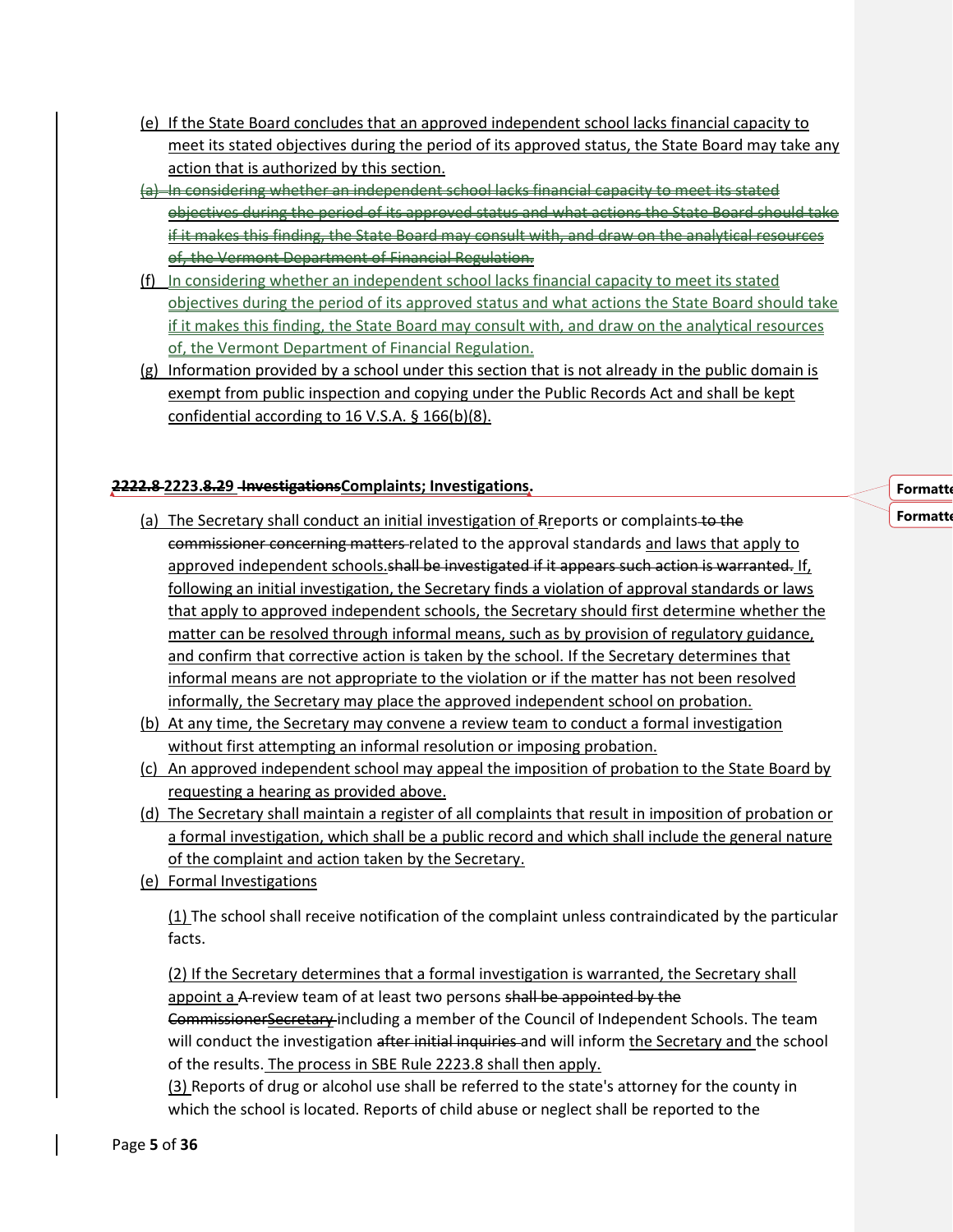(e) If the State Board concludes that an approved independent school lacks financial capacity to meet its stated objectives during the period of its approved status, the State Board may take any action that is authorized by this section.

~~(a) In considering whether an independent school lacks financial capacity to meet its stated objectives during the period of its approved status and what actions the State Board should take if it makes this finding, the State Board may consult with, and draw on the analytical resources of, the Vermont Department of Financial Regulation.~~

(f) In considering whether an independent school lacks financial capacity to meet its stated objectives during the period of its approved status and what actions the State Board should take if it makes this finding, the State Board may consult with, and draw on the analytical resources of, the Vermont Department of Financial Regulation.

(g) Information provided by a school under this section that is not already in the public domain is exempt from public inspection and copying under the Public Records Act and shall be kept confidential according to 16 V.S.A. § 166(b)(8).

**~~2222.8~~ 2223.~~8.2~~9 ~~Investigations~~Complaints; Investigations.**

(a) The Secretary shall conduct an initial investigation of ~~R~~reports or complaints ~~to the commissioner concerning matters~~ related to the approval standards and laws that apply to approved independent schools.~~shall be investigated if it appears such action is warranted.~~ If, following an initial investigation, the Secretary finds a violation of approval standards or laws that apply to approved independent schools, the Secretary should first determine whether the matter can be resolved through informal means, such as by provision of regulatory guidance, and confirm that corrective action is taken by the school. If the Secretary determines that informal means are not appropriate to the violation or if the matter has not been resolved informally, the Secretary may place the approved independent school on probation.

(b) At any time, the Secretary may convene a review team to conduct a formal investigation without first attempting an informal resolution or imposing probation.

(c) An approved independent school may appeal the imposition of probation to the State Board by requesting a hearing as provided above.

(d) The Secretary shall maintain a register of all complaints that result in imposition of probation or a formal investigation, which shall be a public record and which shall include the general nature of the complaint and action taken by the Secretary.

(e) Formal Investigations

(1) The school shall receive notification of the complaint unless contraindicated by the particular facts.

(2) If the Secretary determines that a formal investigation is warranted, the Secretary shall appoint a ~~A~~ review team of at least two persons ~~shall be appointed by the Commissioner~~~~Secretary~~ including a member of the Council of Independent Schools. The team will conduct the investigation ~~after initial inquiries~~ and will inform the Secretary and the school of the results. The process in SBE Rule 2223.8 shall then apply.

(3) Reports of drug or alcohol use shall be referred to the state's attorney for the county in which the school is located. Reports of child abuse or neglect shall be reported to the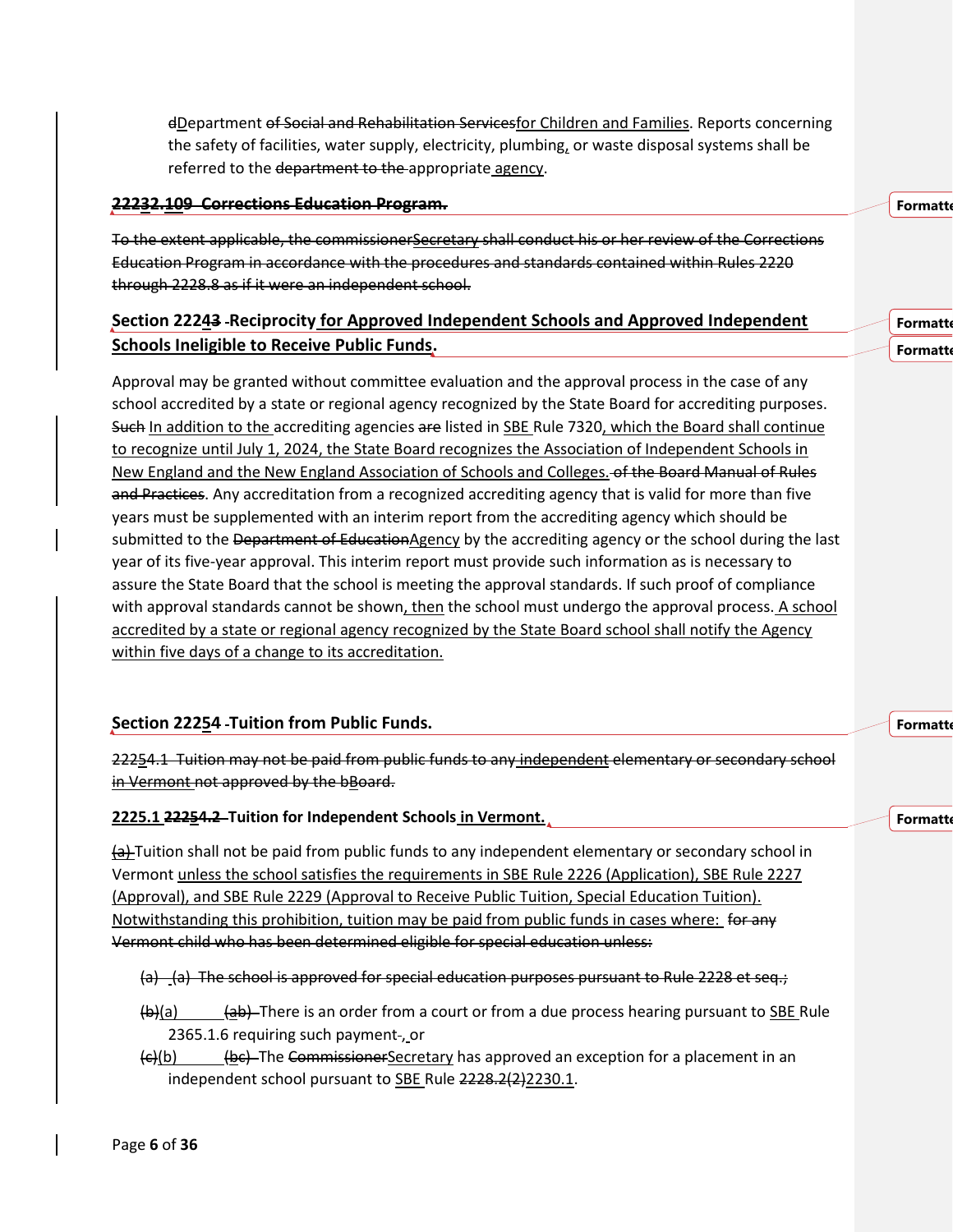dDepartment of Social and Rehabilitation Servicesfor Children and Families. Reports concerning the safety of facilities, water supply, electricity, plumbing, or waste disposal systems shall be referred to the department to the appropriate agency.

**22232.109 Corrections Education Program.**

To the extent applicable, the commissionerSecretary shall conduct his or her review of the Corrections Education Program in accordance with the procedures and standards contained within Rules 2220 through 2228.8 as if it were an independent school.

## Section 22243 Reciprocity for Approved Independent Schools and Approved Independent Schools Ineligible to Receive Public Funds.

Approval may be granted without committee evaluation and the approval process in the case of any school accredited by a state or regional agency recognized by the State Board for accrediting purposes. Such In addition to the accrediting agencies are listed in SBE Rule 7320, which the Board shall continue to recognize until July 1, 2024, the State Board recognizes the Association of Independent Schools in New England and the New England Association of Schools and Colleges. of the Board Manual of Rules and Practices. Any accreditation from a recognized accrediting agency that is valid for more than five years must be supplemented with an interim report from the accrediting agency which should be submitted to the Department of EducationAgency by the accrediting agency or the school during the last year of its five-year approval. This interim report must provide such information as is necessary to assure the State Board that the school is meeting the approval standards. If such proof of compliance with approval standards cannot be shown, then the school must undergo the approval process. A school accredited by a state or regional agency recognized by the State Board school shall notify the Agency within five days of a change to its accreditation.

## Section 22254 Tuition from Public Funds.

22254.1 Tuition may not be paid from public funds to any independent elementary or secondary school in Vermont not approved by the bBoard.

**2225.1 22254.2 Tuition for Independent Schools in Vermont.**

(a) Tuition shall not be paid from public funds to any independent elementary or secondary school in Vermont unless the school satisfies the requirements in SBE Rule 2226 (Application), SBE Rule 2227 (Approval), and SBE Rule 2229 (Approval to Receive Public Tuition, Special Education Tuition). Notwithstanding this prohibition, tuition may be paid from public funds in cases where: for any Vermont child who has been determined eligible for special education unless:

(a) (a) The school is approved for special education purposes pursuant to Rule 2228 et seq.;

(b)(a) (ab) There is an order from a court or from a due process hearing pursuant to SBE Rule 2365.1.6 requiring such payment., or

(c)(b) (bc) The CommissionerSecretary has approved an exception for a placement in an independent school pursuant to SBE Rule 2228.2(2)2230.1.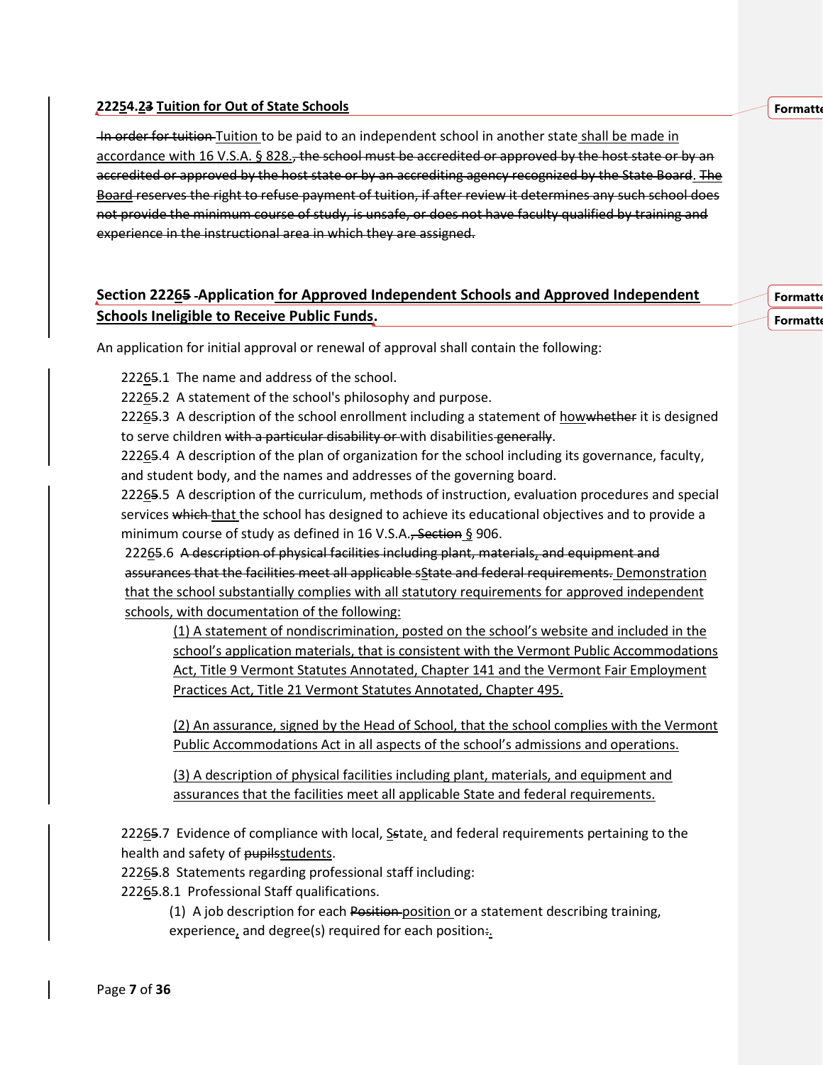**2225 4.2 3 Tuition for Out of State Schools**

~~In order for tuition~~ Tuition to be paid to an independent school in another state shall be made in accordance with 16 V.S.A. § 828.~~, the school must be accredited or approved by the host state or by an accredited or approved by the host state or by an accrediting agency recognized by the State Board~~. The Board ~~reserves the right to refuse payment of tuition, if after review it determines any such school does not provide the minimum course of study, is unsafe, or does not have faculty qualified by training and experience in the instructional area in which they are assigned.~~

## Section 2226 5 Application for Approved Independent Schools and Approved Independent Schools Ineligible to Receive Public Funds.

An application for initial approval or renewal of approval shall contain the following:

2226 5.1 The name and address of the school.

2226 5.2 A statement of the school's philosophy and purpose.

2226 5.3 A description of the school enrollment including a statement of how ~~whether~~ it is designed to serve children ~~with a particular disability or~~ with disabilities ~~generally~~.

2226 5.4 A description of the plan of organization for the school including its governance, faculty, and student body, and the names and addresses of the governing board.

2226 5.5 A description of the curriculum, methods of instruction, evaluation procedures and special services ~~which~~ that the school has designed to achieve its educational objectives and to provide a minimum course of study as defined in 16 V.S.A.~~, Section~~ § 906.

2226 5.6 ~~A description of physical facilities including plant, materials, and equipment and assurances that the facilities meet all applicable sState and federal requirements.~~ Demonstration that the school substantially complies with all statutory requirements for approved independent schools, with documentation of the following:

> (1) A statement of nondiscrimination, posted on the school's website and included in the school's application materials, that is consistent with the Vermont Public Accommodations Act, Title 9 Vermont Statutes Annotated, Chapter 141 and the Vermont Fair Employment Practices Act, Title 21 Vermont Statutes Annotated, Chapter 495.
>
> (2) An assurance, signed by the Head of School, that the school complies with the Vermont Public Accommodations Act in all aspects of the school's admissions and operations.
>
> (3) A description of physical facilities including plant, materials, and equipment and assurances that the facilities meet all applicable State and federal requirements.

2226 5.7 Evidence of compliance with local, State, and federal requirements pertaining to the health and safety of ~~pupils~~ students.

2226 5.8 Statements regarding professional staff including:

2226 5.8.1 Professional Staff qualifications.

> (1) A job description for each ~~Position~~ position or a statement describing training, experience, and degree(s) required for each position.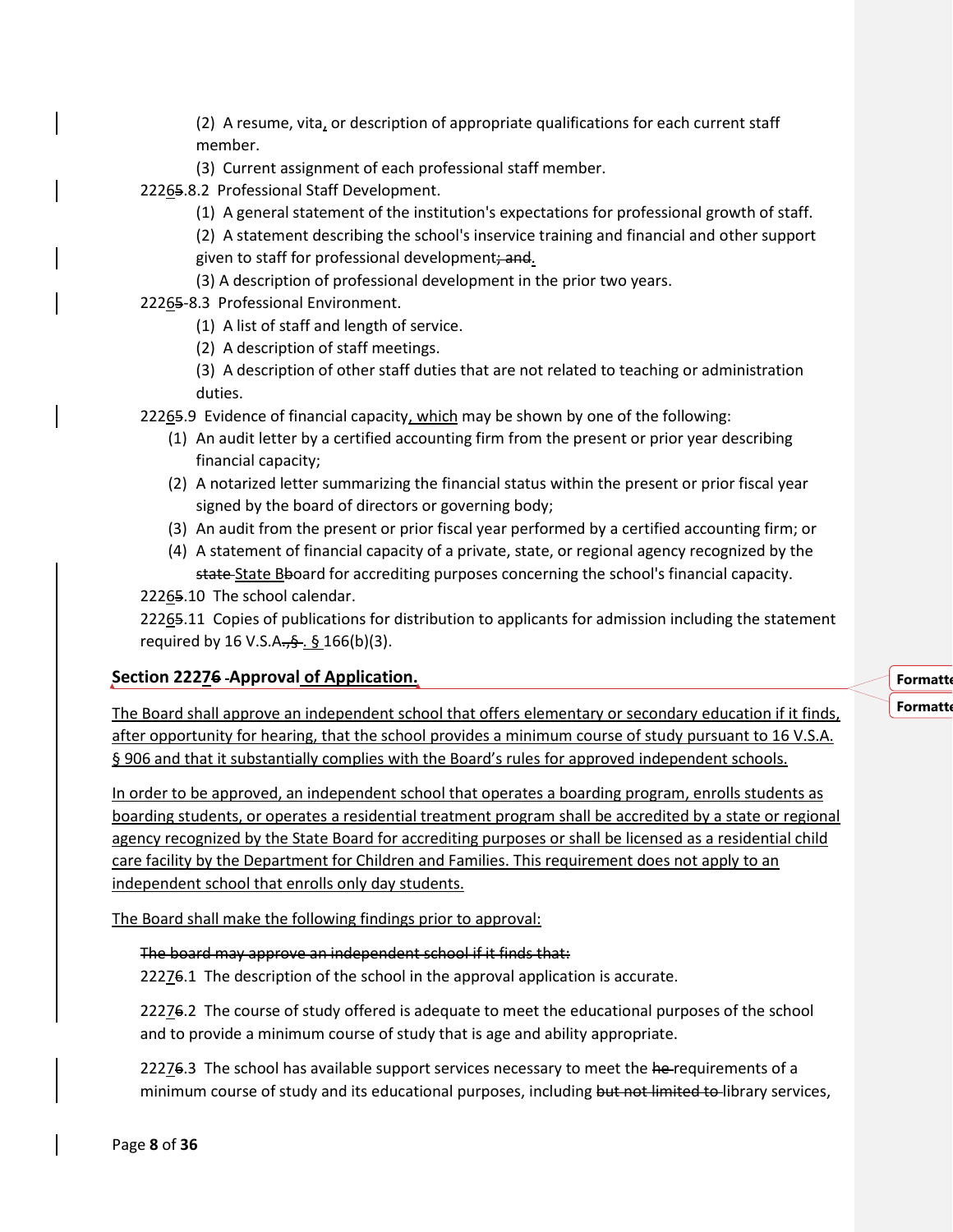(2) A resume, vita, or description of appropriate qualifications for each current staff member.

(3) Current assignment of each professional staff member.

22265.8.2 Professional Staff Development.

(1) A general statement of the institution's expectations for professional growth of staff.

(2) A statement describing the school's inservice training and financial and other support given to staff for professional development; and.

(3) A description of professional development in the prior two years.

22265-8.3 Professional Environment.

(1) A list of staff and length of service.

(2) A description of staff meetings.

(3) A description of other staff duties that are not related to teaching or administration duties.

22265.9 Evidence of financial capacity, which may be shown by one of the following:

(1) An audit letter by a certified accounting firm from the present or prior year describing financial capacity;

(2) A notarized letter summarizing the financial status within the present or prior fiscal year signed by the board of directors or governing body;

(3) An audit from the present or prior fiscal year performed by a certified accounting firm; or

(4) A statement of financial capacity of a private, state, or regional agency recognized by the state State Bboard for accrediting purposes concerning the school's financial capacity.

22265.10 The school calendar.

22265.11 Copies of publications for distribution to applicants for admission including the statement required by 16 V.S.A.,§. § 166(b)(3).

## Section 22276 -Approval of Application.

The Board shall approve an independent school that offers elementary or secondary education if it finds, after opportunity for hearing, that the school provides a minimum course of study pursuant to 16 V.S.A. § 906 and that it substantially complies with the Board's rules for approved independent schools.

In order to be approved, an independent school that operates a boarding program, enrolls students as boarding students, or operates a residential treatment program shall be accredited by a state or regional agency recognized by the State Board for accrediting purposes or shall be licensed as a residential child care facility by the Department for Children and Families. This requirement does not apply to an independent school that enrolls only day students.

The Board shall make the following findings prior to approval:

~~The board may approve an independent school if it finds that:~~

22276.1 The description of the school in the approval application is accurate.

22276.2 The course of study offered is adequate to meet the educational purposes of the school and to provide a minimum course of study that is age and ability appropriate.

22276.3 The school has available support services necessary to meet the he requirements of a minimum course of study and its educational purposes, including but not limited to library services,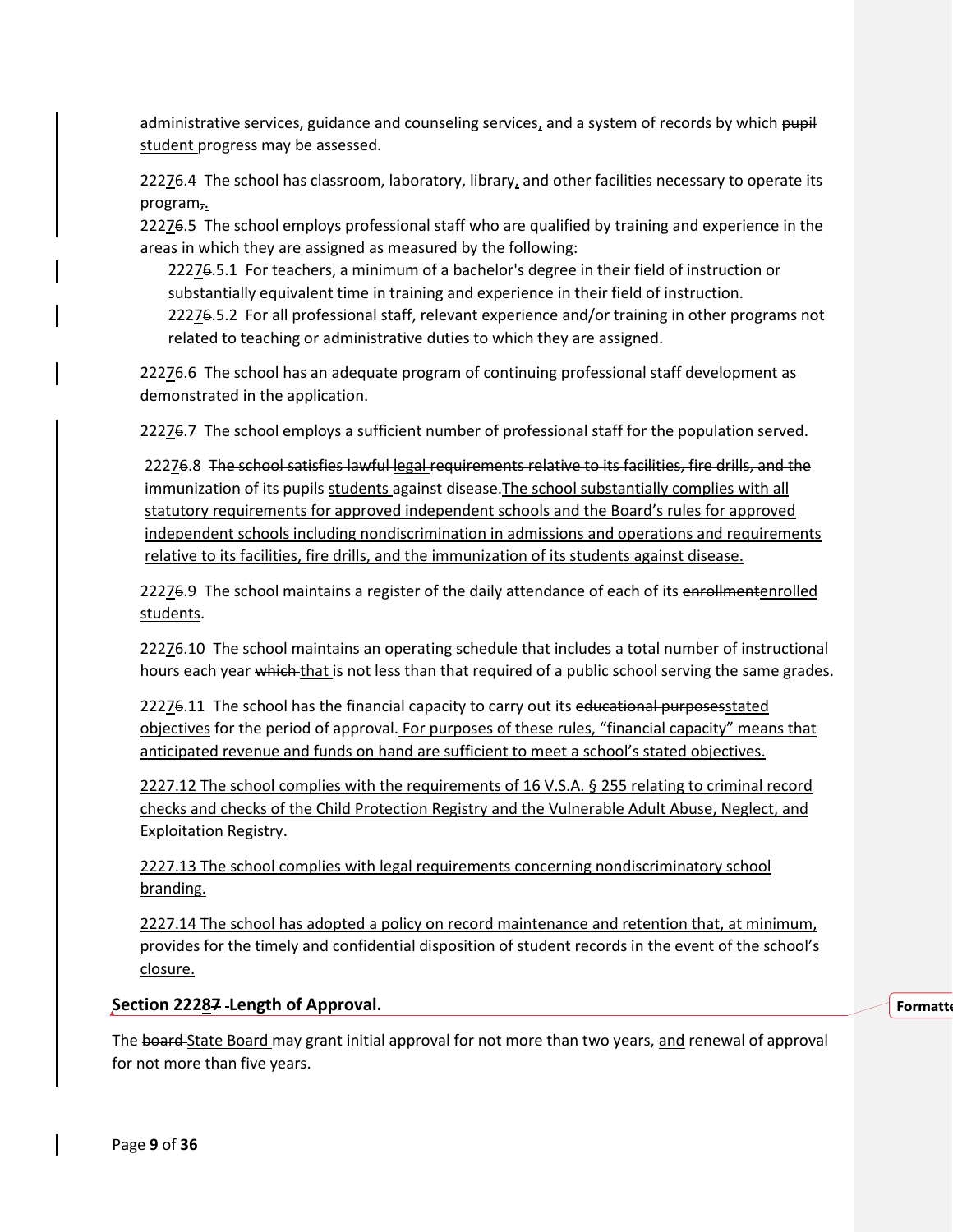administrative services, guidance and counseling services, and a system of records by which ~~pupil~~ student progress may be assessed.

2227~~6~~.4 The school has classroom, laboratory, library, and other facilities necessary to operate its program~~,~~.

2227~~6~~.5 The school employs professional staff who are qualified by training and experience in the areas in which they are assigned as measured by the following:

2227~~6~~.5.1 For teachers, a minimum of a bachelor's degree in their field of instruction or substantially equivalent time in training and experience in their field of instruction.

2227~~6~~.5.2 For all professional staff, relevant experience and/or training in other programs not related to teaching or administrative duties to which they are assigned.

2227~~6~~.6 The school has an adequate program of continuing professional staff development as demonstrated in the application.

2227~~6~~.7 The school employs a sufficient number of professional staff for the population served.

2227~~6~~.8 ~~The school satisfies lawful legal requirements relative to its facilities, fire drills, and the immunization of its pupils students against disease.~~The school substantially complies with all statutory requirements for approved independent schools and the Board's rules for approved independent schools including nondiscrimination in admissions and operations and requirements relative to its facilities, fire drills, and the immunization of its students against disease.

2227~~6~~.9 The school maintains a register of the daily attendance of each of its ~~enrollment~~enrolled students.

2227~~6~~.10 The school maintains an operating schedule that includes a total number of instructional hours each year ~~which~~ that is not less than that required of a public school serving the same grades.

2227~~6~~.11 The school has the financial capacity to carry out its ~~educational purposes~~stated objectives for the period of approval. For purposes of these rules, "financial capacity" means that anticipated revenue and funds on hand are sufficient to meet a school's stated objectives.

2227.12 The school complies with the requirements of 16 V.S.A. § 255 relating to criminal record checks and checks of the Child Protection Registry and the Vulnerable Adult Abuse, Neglect, and Exploitation Registry.

2227.13 The school complies with legal requirements concerning nondiscriminatory school branding.

2227.14 The school has adopted a policy on record maintenance and retention that, at minimum, provides for the timely and confidential disposition of student records in the event of the school's closure.

## Section 2228~~7~~ Length of Approval.

The ~~board~~ State Board may grant initial approval for not more than two years, and renewal of approval for not more than five years.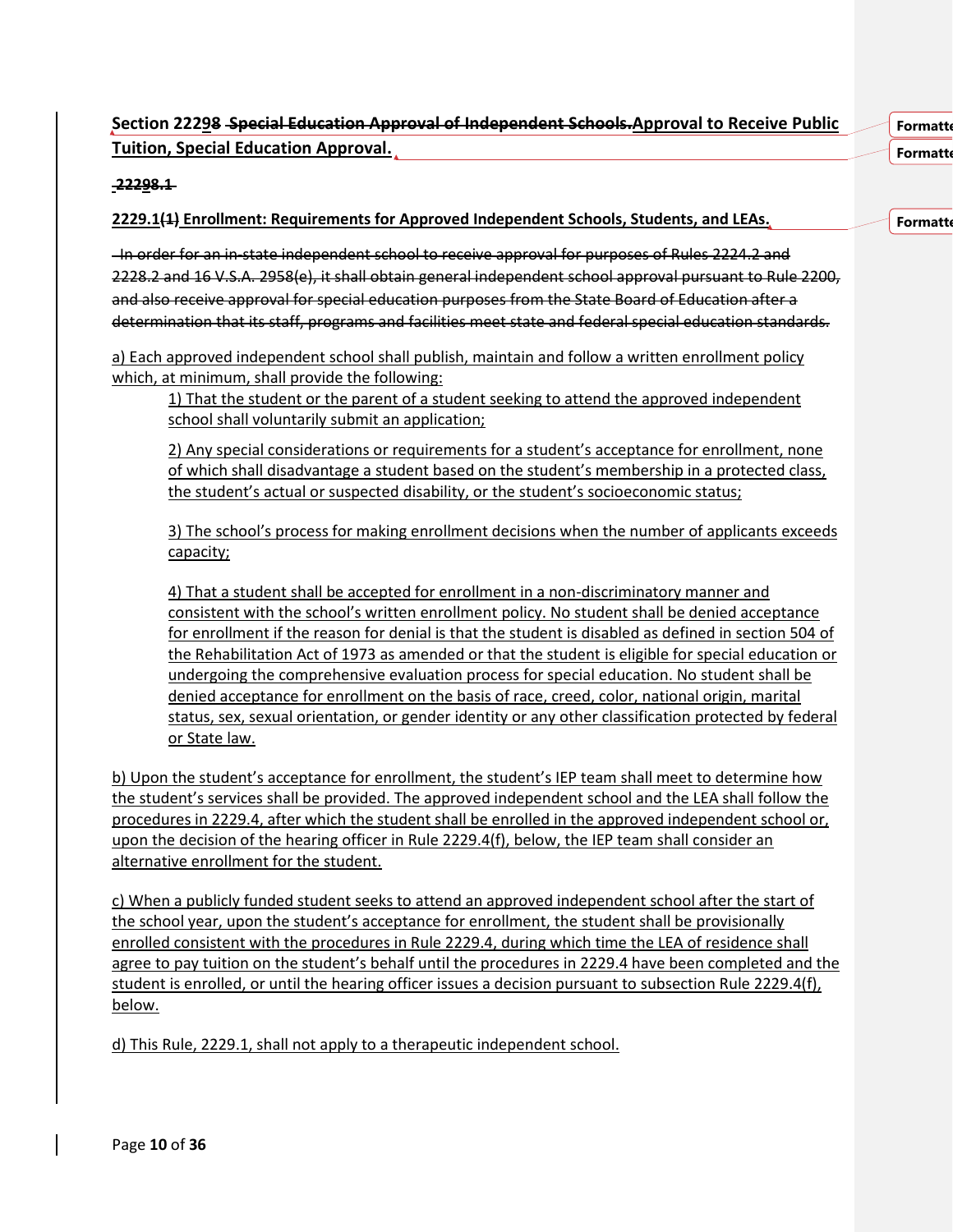## Section 22298 ~~Special Education Approval of Independent Schools.~~Approval to Receive Public Tuition, Special Education Approval.

~~22298.1~~

### 2229.1~~(1)~~ Enrollment: Requirements for Approved Independent Schools, Students, and LEAs.

~~In order for an in-state independent school to receive approval for purposes of Rules 2224.2 and 2228.2 and 16 V.S.A. 2958(e), it shall obtain general independent school approval pursuant to Rule 2200, and also receive approval for special education purposes from the State Board of Education after a determination that its staff, programs and facilities meet state and federal special education standards.~~

a) Each approved independent school shall publish, maintain and follow a written enrollment policy which, at minimum, shall provide the following:

> 1) That the student or the parent of a student seeking to attend the approved independent school shall voluntarily submit an application;
>
> 2) Any special considerations or requirements for a student's acceptance for enrollment, none of which shall disadvantage a student based on the student's membership in a protected class, the student's actual or suspected disability, or the student's socioeconomic status;
>
> 3) The school's process for making enrollment decisions when the number of applicants exceeds capacity;
>
> 4) That a student shall be accepted for enrollment in a non-discriminatory manner and consistent with the school's written enrollment policy. No student shall be denied acceptance for enrollment if the reason for denial is that the student is disabled as defined in section 504 of the Rehabilitation Act of 1973 as amended or that the student is eligible for special education or undergoing the comprehensive evaluation process for special education. No student shall be denied acceptance for enrollment on the basis of race, creed, color, national origin, marital status, sex, sexual orientation, or gender identity or any other classification protected by federal or State law.

b) Upon the student's acceptance for enrollment, the student's IEP team shall meet to determine how the student's services shall be provided. The approved independent school and the LEA shall follow the procedures in 2229.4, after which the student shall be enrolled in the approved independent school or, upon the decision of the hearing officer in Rule 2229.4(f), below, the IEP team shall consider an alternative enrollment for the student.

c) When a publicly funded student seeks to attend an approved independent school after the start of the school year, upon the student's acceptance for enrollment, the student shall be provisionally enrolled consistent with the procedures in Rule 2229.4, during which time the LEA of residence shall agree to pay tuition on the student's behalf until the procedures in 2229.4 have been completed and the student is enrolled, or until the hearing officer issues a decision pursuant to subsection Rule 2229.4(f), below.

d) This Rule, 2229.1, shall not apply to a therapeutic independent school.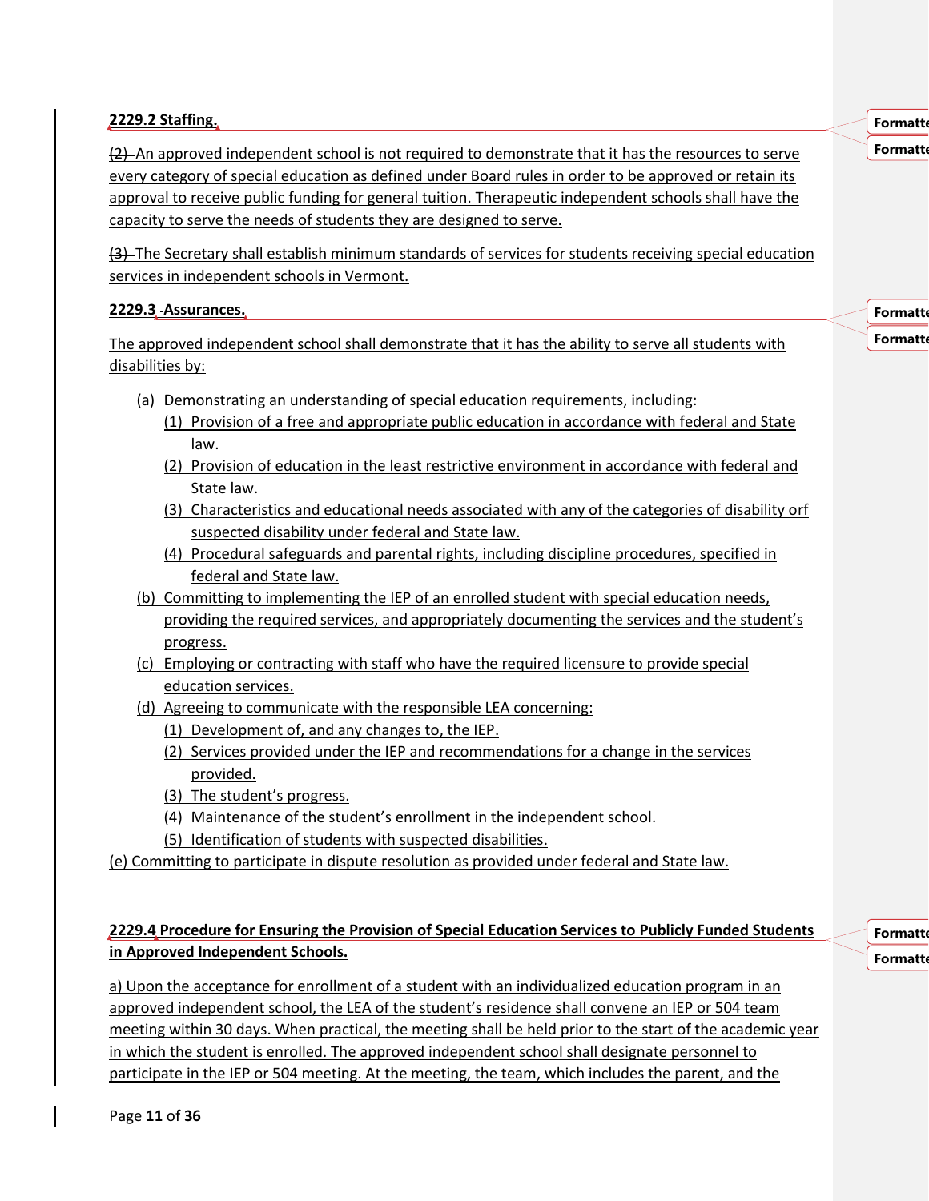**2229.2 Staffing.**

(2) An approved independent school is not required to demonstrate that it has the resources to serve every category of special education as defined under Board rules in order to be approved or retain its approval to receive public funding for general tuition. Therapeutic independent schools shall have the capacity to serve the needs of students they are designed to serve.

(3) The Secretary shall establish minimum standards of services for students receiving special education services in independent schools in Vermont.

**2229.3 Assurances.**

The approved independent school shall demonstrate that it has the ability to serve all students with disabilities by:

- (a) Demonstrating an understanding of special education requirements, including:
  - (1) Provision of a free and appropriate public education in accordance with federal and State law.
  - (2) Provision of education in the least restrictive environment in accordance with federal and State law.
  - (3) Characteristics and educational needs associated with any of the categories of disability or suspected disability under federal and State law.
  - (4) Procedural safeguards and parental rights, including discipline procedures, specified in federal and State law.
- (b) Committing to implementing the IEP of an enrolled student with special education needs, providing the required services, and appropriately documenting the services and the student's progress.
- (c) Employing or contracting with staff who have the required licensure to provide special education services.
- (d) Agreeing to communicate with the responsible LEA concerning:
  - (1) Development of, and any changes to, the IEP.
  - (2) Services provided under the IEP and recommendations for a change in the services provided.
  - (3) The student's progress.
  - (4) Maintenance of the student's enrollment in the independent school.
  - (5) Identification of students with suspected disabilities.
- (e) Committing to participate in dispute resolution as provided under federal and State law.

**2229.4 Procedure for Ensuring the Provision of Special Education Services to Publicly Funded Students in Approved Independent Schools.**

a) Upon the acceptance for enrollment of a student with an individualized education program in an approved independent school, the LEA of the student's residence shall convene an IEP or 504 team meeting within 30 days. When practical, the meeting shall be held prior to the start of the academic year in which the student is enrolled. The approved independent school shall designate personnel to participate in the IEP or 504 meeting. At the meeting, the team, which includes the parent, and the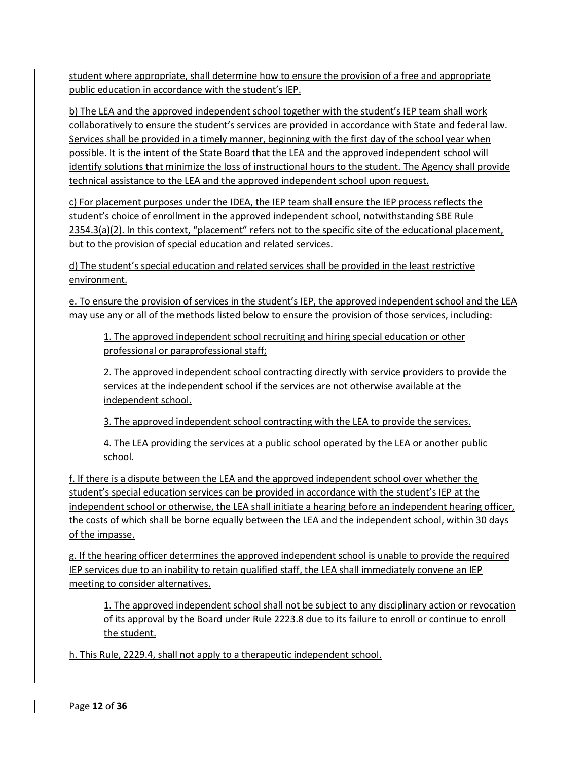student where appropriate, shall determine how to ensure the provision of a free and appropriate public education in accordance with the student's IEP.

b) The LEA and the approved independent school together with the student's IEP team shall work collaboratively to ensure the student's services are provided in accordance with State and federal law. Services shall be provided in a timely manner, beginning with the first day of the school year when possible. It is the intent of the State Board that the LEA and the approved independent school will identify solutions that minimize the loss of instructional hours to the student. The Agency shall provide technical assistance to the LEA and the approved independent school upon request.

c) For placement purposes under the IDEA, the IEP team shall ensure the IEP process reflects the student's choice of enrollment in the approved independent school, notwithstanding SBE Rule 2354.3(a)(2). In this context, "placement" refers not to the specific site of the educational placement, but to the provision of special education and related services.

d) The student's special education and related services shall be provided in the least restrictive environment.

e. To ensure the provision of services in the student's IEP, the approved independent school and the LEA may use any or all of the methods listed below to ensure the provision of those services, including:

> 1. The approved independent school recruiting and hiring special education or other professional or paraprofessional staff;
>
> 2. The approved independent school contracting directly with service providers to provide the services at the independent school if the services are not otherwise available at the independent school.
>
> 3. The approved independent school contracting with the LEA to provide the services.
>
> 4. The LEA providing the services at a public school operated by the LEA or another public school.

f. If there is a dispute between the LEA and the approved independent school over whether the student's special education services can be provided in accordance with the student's IEP at the independent school or otherwise, the LEA shall initiate a hearing before an independent hearing officer, the costs of which shall be borne equally between the LEA and the independent school, within 30 days of the impasse.

g. If the hearing officer determines the approved independent school is unable to provide the required IEP services due to an inability to retain qualified staff, the LEA shall immediately convene an IEP meeting to consider alternatives.

> 1. The approved independent school shall not be subject to any disciplinary action or revocation of its approval by the Board under Rule 2223.8 due to its failure to enroll or continue to enroll the student.

h. This Rule, 2229.4, shall not apply to a therapeutic independent school.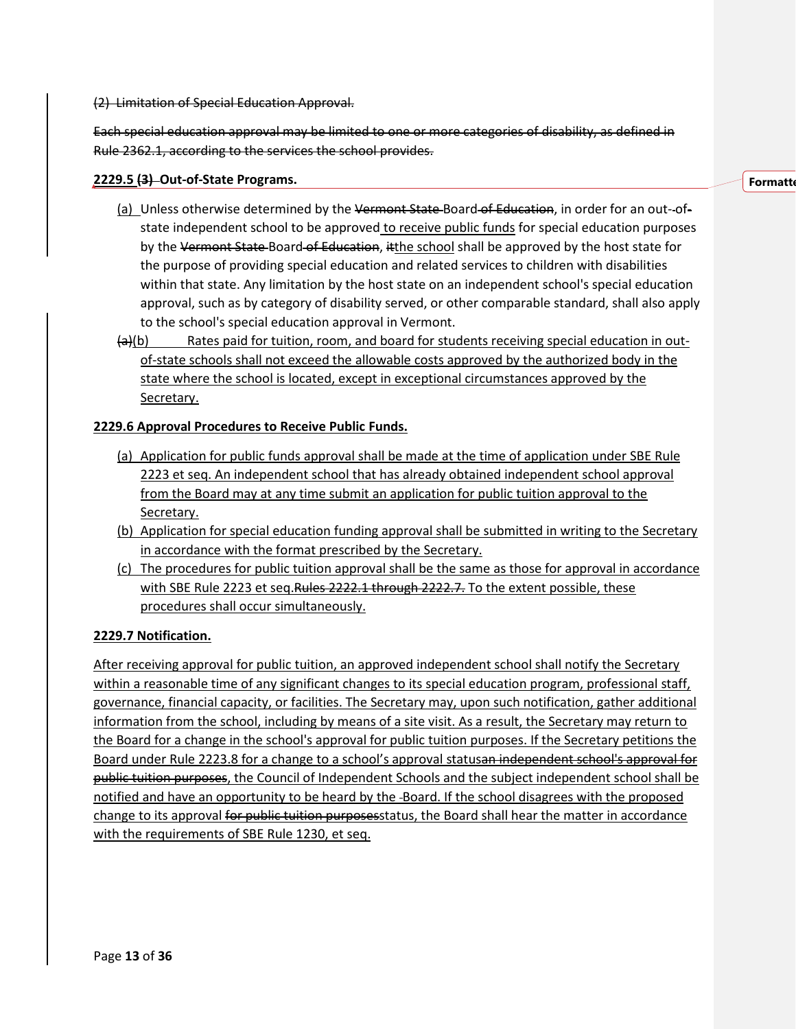~~(2) Limitation of Special Education Approval.~~

~~Each special education approval may be limited to one or more categories of disability, as defined in Rule 2362.1, according to the services the school provides.~~

**2229.5 ~~(3)~~ Out-of-State Programs.**

(a) Unless otherwise determined by the ~~Vermont State~~ Board ~~of Education~~, in order for an out-of-state independent school to be approved to receive public funds for special education purposes by the ~~Vermont State~~ Board ~~of Education~~, ~~it~~the school shall be approved by the host state for the purpose of providing special education and related services to children with disabilities within that state. Any limitation by the host state on an independent school's special education approval, such as by category of disability served, or other comparable standard, shall also apply to the school's special education approval in Vermont.

~~(a)~~(b) Rates paid for tuition, room, and board for students receiving special education in out-of-state schools shall not exceed the allowable costs approved by the authorized body in the state where the school is located, except in exceptional circumstances approved by the Secretary.

**2229.6 Approval Procedures to Receive Public Funds.**

(a) Application for public funds approval shall be made at the time of application under SBE Rule 2223 et seq. An independent school that has already obtained independent school approval from the Board may at any time submit an application for public tuition approval to the Secretary.

(b) Application for special education funding approval shall be submitted in writing to the Secretary in accordance with the format prescribed by the Secretary.

(c) The procedures for public tuition approval shall be the same as those for approval in accordance with SBE Rule 2223 et seq.~~Rules 2222.1 through 2222.7.~~ To the extent possible, these procedures shall occur simultaneously.

**2229.7 Notification.**

After receiving approval for public tuition, an approved independent school shall notify the Secretary within a reasonable time of any significant changes to its special education program, professional staff, governance, financial capacity, or facilities. The Secretary may, upon such notification, gather additional information from the school, including by means of a site visit. As a result, the Secretary may return to the Board for a change in the school's approval for public tuition purposes. If the Secretary petitions the Board under Rule 2223.8 for a change to a school's approval status~~an independent school's approval for public tuition purposes~~, the Council of Independent Schools and the subject independent school shall be notified and have an opportunity to be heard by the Board. If the school disagrees with the proposed change to its approval ~~for public tuition purposes~~status, the Board shall hear the matter in accordance with the requirements of SBE Rule 1230, et seq.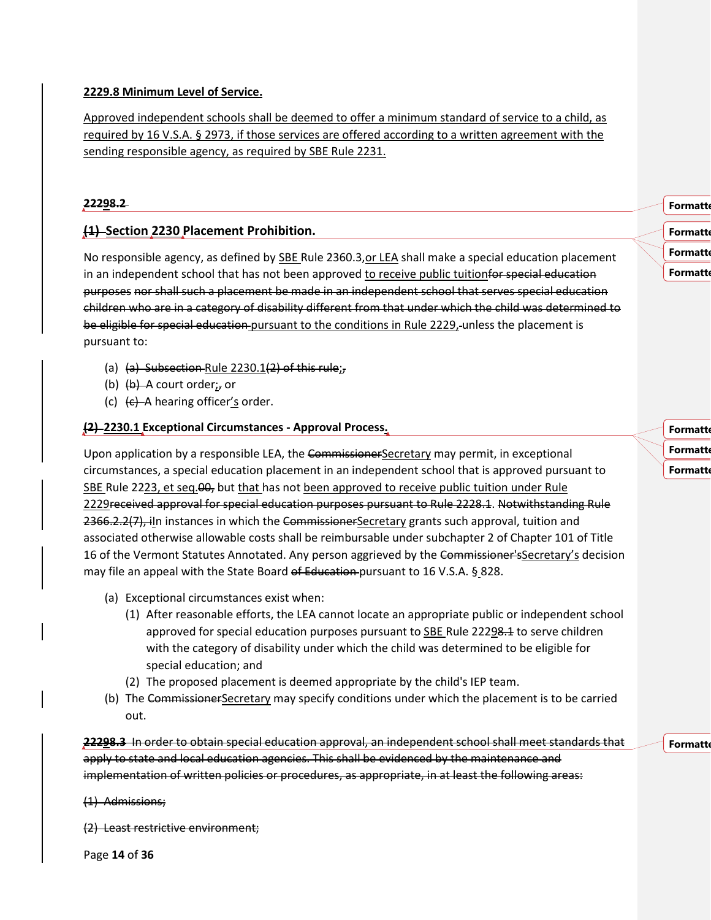**2229.8 Minimum Level of Service.**

Approved independent schools shall be deemed to offer a minimum standard of service to a child, as required by 16 V.S.A. § 2973, if those services are offered according to a written agreement with the sending responsible agency, as required by SBE Rule 2231.

**22298.2**

## (1) Section 2230 Placement Prohibition.

No responsible agency, as defined by SBE Rule 2360.3,or LEA shall make a special education placement in an independent school that has not been approved to receive public tuitionfor special education purposes nor shall such a placement be made in an independent school that serves special education children who are in a category of disability different from that under which the child was determined to be eligible for special education pursuant to the conditions in Rule 2229, unless the placement is pursuant to:

(a) (a) Subsection Rule 2230.1(2) of this rule;,
(b) (b) A court order;, or
(c) (c) A hearing officer's order.

**(2) 2230.1 Exceptional Circumstances - Approval Process.**

Upon application by a responsible LEA, the CommissionerSecretary may permit, in exceptional circumstances, a special education placement in an independent school that is approved pursuant to SBE Rule 2223, et seq.00, but that has not been approved to receive public tuition under Rule 2229received approval for special education purposes pursuant to Rule 2228.1. Notwithstanding Rule 2366.2.2(7), iIn instances in which the CommissionerSecretary grants such approval, tuition and associated otherwise allowable costs shall be reimbursable under subchapter 2 of Chapter 101 of Title 16 of the Vermont Statutes Annotated. Any person aggrieved by the Commissioner'sSecretary's decision may file an appeal with the State Board of Education pursuant to 16 V.S.A. § 828.

(a) Exceptional circumstances exist when:
   (1) After reasonable efforts, the LEA cannot locate an appropriate public or independent school approved for special education purposes pursuant to SBE Rule 22298.1 to serve children with the category of disability under which the child was determined to be eligible for special education; and
   (2) The proposed placement is deemed appropriate by the child's IEP team.
(b) The CommissionerSecretary may specify conditions under which the placement is to be carried out.

**22298.3** In order to obtain special education approval, an independent school shall meet standards that apply to state and local education agencies. This shall be evidenced by the maintenance and implementation of written policies or procedures, as appropriate, in at least the following areas:

(1) Admissions;

(2) Least restrictive environment;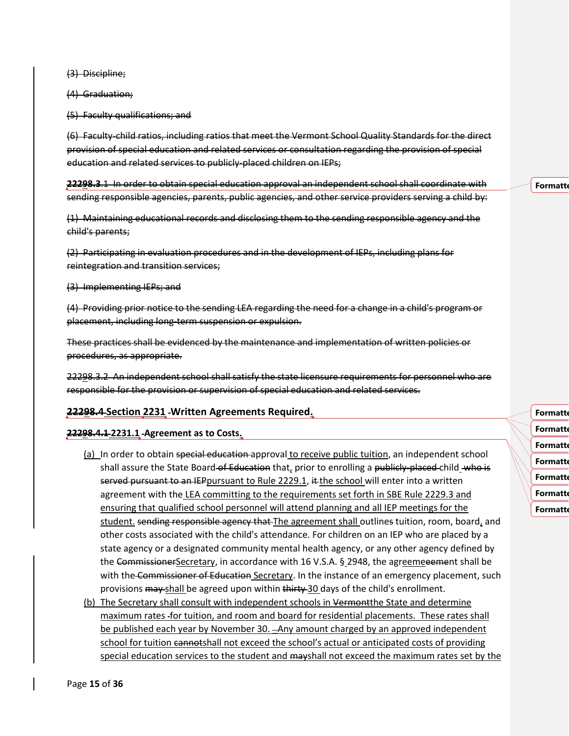~~(3) Discipline;~~

~~(4) Graduation;~~

~~(5) Faculty qualifications; and~~

~~(6) Faculty-child ratios, including ratios that meet the Vermont School Quality Standards for the direct provision of special education and related services or consultation regarding the provision of special education and related services to publicly-placed children on IEPs;~~

~~**22298.3**.1 In order to obtain special education approval an independent school shall coordinate with sending responsible agencies, parents, public agencies, and other service providers serving a child by:~~

~~(1) Maintaining educational records and disclosing them to the sending responsible agency and the child's parents;~~

~~(2) Participating in evaluation procedures and in the development of IEPs, including plans for reintegration and transition services;~~

~~(3) Implementing IEPs; and~~

~~(4) Providing prior notice to the sending LEA regarding the need for a change in a child's program or placement, including long-term suspension or expulsion.~~

~~These practices shall be evidenced by the maintenance and implementation of written policies or procedures, as appropriate.~~

~~22298.3.2 An independent school shall satisfy the state licensure requirements for personnel who are responsible for the provision or supervision of special education and related services.~~

## ~~22298.4~~ Section 2231 -Written Agreements Required.

### ~~22298.4.1~~ 2231.1 -Agreement as to Costs.

(a) In order to obtain ~~special education~~ approval to receive public tuition, an independent school shall assure the State Board ~~of Education~~ that, prior to enrolling a ~~publicly-placed~~ child ~~who is served pursuant to an IEP~~pursuant to Rule 2229.1, ~~it~~ the school will enter into a written agreement with the LEA committing to the requirements set forth in SBE Rule 2229.3 and ensuring that qualified school personnel will attend planning and all IEP meetings for the student. ~~sending responsible agency that~~ The agreement shall outlines tuition, room, board, and other costs associated with the child's attendance. For children on an IEP who are placed by a state agency or a designated community mental health agency, or any other agency defined by the ~~Commissioner~~Secretary, in accordance with 16 V.S.A. § 2948, the agreemeeement shall be with the ~~Commissioner of Education~~ Secretary. In the instance of an emergency placement, such provisions ~~may~~ shall be agreed upon within ~~thirty~~ 30 days of the child's enrollment.

(b) The Secretary shall consult with independent schools in ~~Vermont~~the State and determine maximum rates for tuition, and room and board for residential placements. These rates shall be published each year by November 30. Any amount charged by an approved independent school for tuition ~~cannot~~shall not exceed the school's actual or anticipated costs of providing special education services to the student and ~~may~~shall not exceed the maximum rates set by the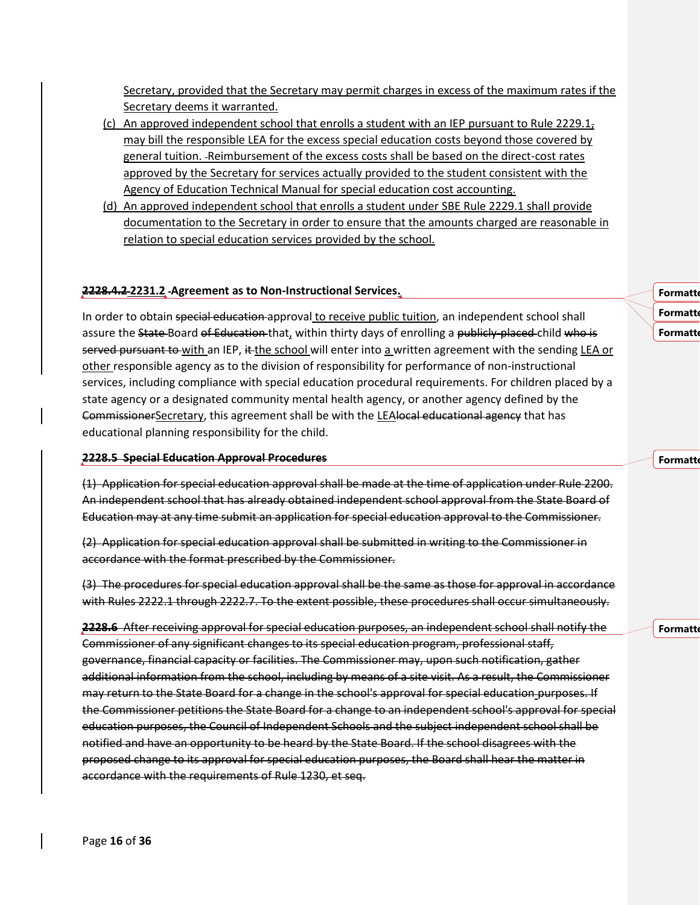Secretary, provided that the Secretary may permit charges in excess of the maximum rates if the Secretary deems it warranted.

(c) An approved independent school that enrolls a student with an IEP pursuant to Rule 2229.1, may bill the responsible LEA for the excess special education costs beyond those covered by general tuition. Reimbursement of the excess costs shall be based on the direct-cost rates approved by the Secretary for services actually provided to the student consistent with the Agency of Education Technical Manual for special education cost accounting.

(d) An approved independent school that enrolls a student under SBE Rule 2229.1 shall provide documentation to the Secretary in order to ensure that the amounts charged are reasonable in relation to special education services provided by the school.

**2228.4.2 2231.2 Agreement as to Non-Instructional Services.**

In order to obtain special education approval to receive public tuition, an independent school shall assure the State Board of Education that, within thirty days of enrolling a publicly-placed child who is served pursuant to with an IEP, it the school will enter into a written agreement with the sending LEA or other responsible agency as to the division of responsibility for performance of non-instructional services, including compliance with special education procedural requirements. For children placed by a state agency or a designated community mental health agency, or another agency defined by the CommissionerSecretary, this agreement shall be with the LEAlocal educational agency that has educational planning responsibility for the child.

**2228.5 Special Education Approval Procedures**

~~(1) Application for special education approval shall be made at the time of application under Rule 2200. An independent school that has already obtained independent school approval from the State Board of Education may at any time submit an application for special education approval to the Commissioner.~~

~~(2) Application for special education approval shall be submitted in writing to the Commissioner in accordance with the format prescribed by the Commissioner.~~

~~(3) The procedures for special education approval shall be the same as those for approval in accordance with Rules 2222.1 through 2222.7. To the extent possible, these procedures shall occur simultaneously.~~

~~**2228.6** After receiving approval for special education purposes, an independent school shall notify the Commissioner of any significant changes to its special education program, professional staff, governance, financial capacity or facilities. The Commissioner may, upon such notification, gather additional information from the school, including by means of a site visit. As a result, the Commissioner may return to the State Board for a change in the school's approval for special education purposes. If the Commissioner petitions the State Board for a change to an independent school's approval for special education purposes, the Council of Independent Schools and the subject independent school shall be notified and have an opportunity to be heard by the State Board. If the school disagrees with the proposed change to its approval for special education purposes, the Board shall hear the matter in accordance with the requirements of Rule 1230, et seq.~~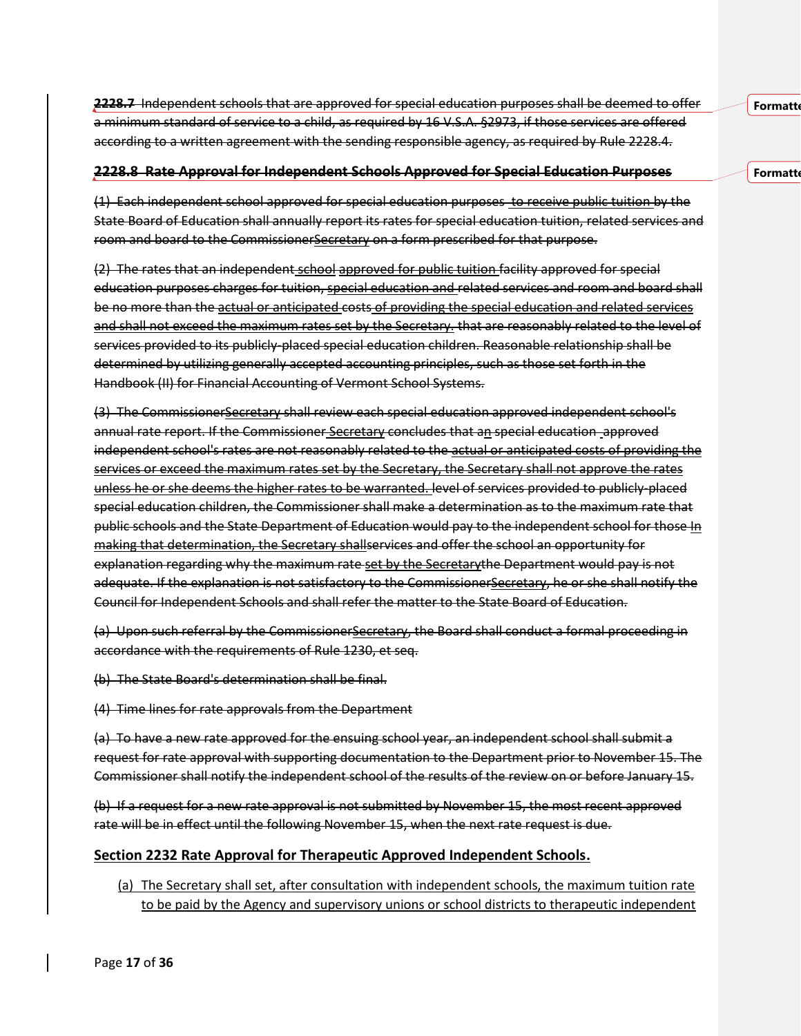**2228.7** Independent schools that are approved for special education purposes shall be deemed to offer a minimum standard of service to a child, as required by 16 V.S.A. §2973, if those services are offered according to a written agreement with the sending responsible agency, as required by Rule 2228.4.

**2228.8 Rate Approval for Independent Schools Approved for Special Education Purposes**

(1) Each independent school approved for special education purposes to receive public tuition by the State Board of Education shall annually report its rates for special education tuition, related services and room and board to the CommissionerSecretary on a form prescribed for that purpose.

(2) The rates that an independent school approved for public tuition facility approved for special education purposes charges for tuition, special education and related services and room and board shall be no more than the actual or anticipated costs of providing the special education and related services and shall not exceed the maximum rates set by the Secretary. that are reasonably related to the level of services provided to its publicly-placed special education children. Reasonable relationship shall be determined by utilizing generally accepted accounting principles, such as those set forth in the Handbook (II) for Financial Accounting of Vermont School Systems.

(3) The CommissionerSecretary shall review each special education approved independent school's annual rate report. If the Commissioner Secretary concludes that an special education approved independent school's rates are not reasonably related to the actual or anticipated costs of providing the services or exceed the maximum rates set by the Secretary, the Secretary shall not approve the rates unless he or she deems the higher rates to be warranted. level of services provided to publicly-placed special education children, the Commissioner shall make a determination as to the maximum rate that public schools and the State Department of Education would pay to the independent school for those In making that determination, the Secretary shallservices and offer the school an opportunity for explanation regarding why the maximum rate set by the Secretarythe Department would pay is not adequate. If the explanation is not satisfactory to the CommissionerSecretary, he or she shall notify the Council for Independent Schools and shall refer the matter to the State Board of Education.

(a) Upon such referral by the CommissionerSecretary, the Board shall conduct a formal proceeding in accordance with the requirements of Rule 1230, et seq.

(b) The State Board's determination shall be final.

(4) Time lines for rate approvals from the Department

(a) To have a new rate approved for the ensuing school year, an independent school shall submit a request for rate approval with supporting documentation to the Department prior to November 15. The Commissioner shall notify the independent school of the results of the review on or before January 15.

(b) If a request for a new rate approval is not submitted by November 15, the most recent approved rate will be in effect until the following November 15, when the next rate request is due.

**Section 2232 Rate Approval for Therapeutic Approved Independent Schools.**

(a) The Secretary shall set, after consultation with independent schools, the maximum tuition rate to be paid by the Agency and supervisory unions or school districts to therapeutic independent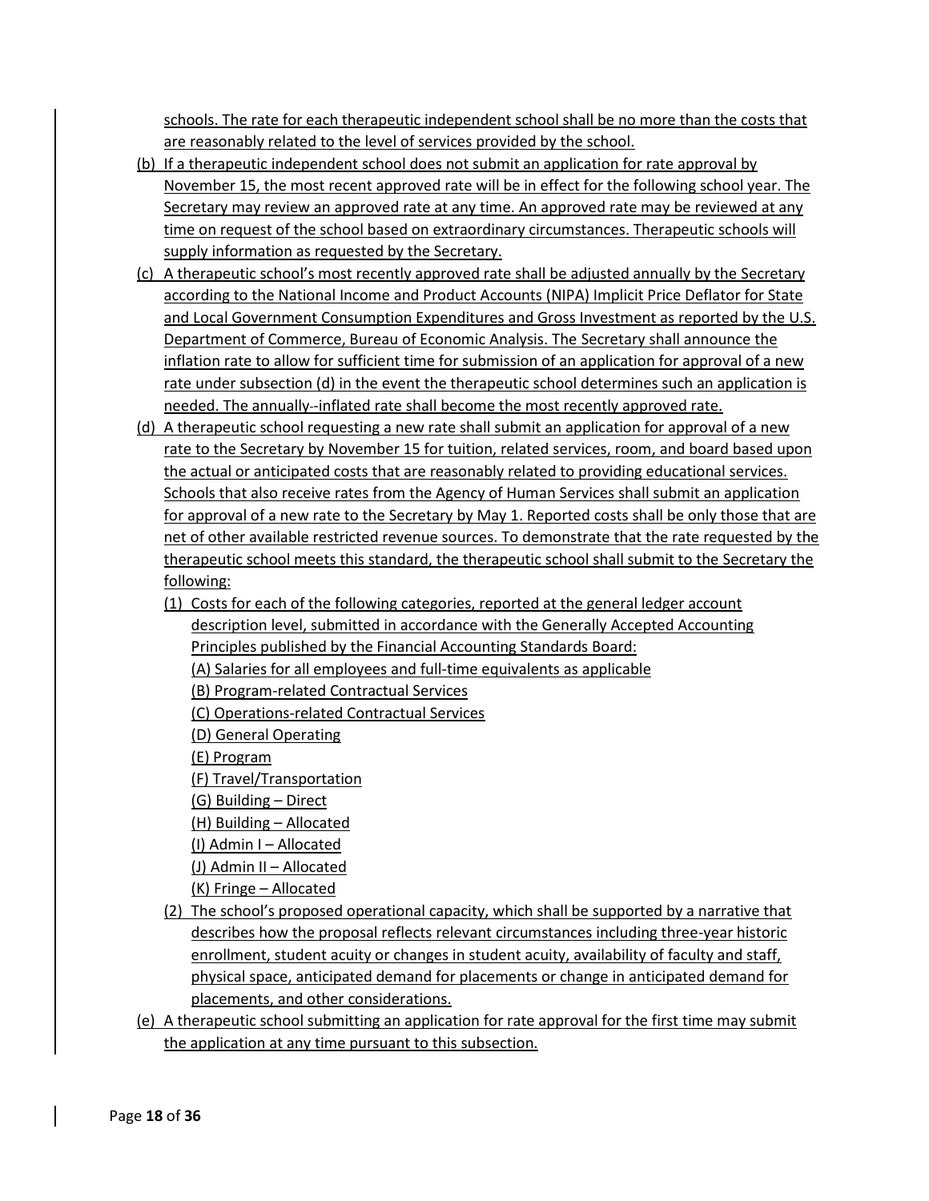schools. The rate for each therapeutic independent school shall be no more than the costs that are reasonably related to the level of services provided by the school.

(b) If a therapeutic independent school does not submit an application for rate approval by November 15, the most recent approved rate will be in effect for the following school year. The Secretary may review an approved rate at any time. An approved rate may be reviewed at any time on request of the school based on extraordinary circumstances. Therapeutic schools will supply information as requested by the Secretary.

(c) A therapeutic school's most recently approved rate shall be adjusted annually by the Secretary according to the National Income and Product Accounts (NIPA) Implicit Price Deflator for State and Local Government Consumption Expenditures and Gross Investment as reported by the U.S. Department of Commerce, Bureau of Economic Analysis. The Secretary shall announce the inflation rate to allow for sufficient time for submission of an application for approval of a new rate under subsection (d) in the event the therapeutic school determines such an application is needed. The annually--inflated rate shall become the most recently approved rate.

(d) A therapeutic school requesting a new rate shall submit an application for approval of a new rate to the Secretary by November 15 for tuition, related services, room, and board based upon the actual or anticipated costs that are reasonably related to providing educational services. Schools that also receive rates from the Agency of Human Services shall submit an application for approval of a new rate to the Secretary by May 1. Reported costs shall be only those that are net of other available restricted revenue sources. To demonstrate that the rate requested by the therapeutic school meets this standard, the therapeutic school shall submit to the Secretary the following:

  (1) Costs for each of the following categories, reported at the general ledger account description level, submitted in accordance with the Generally Accepted Accounting Principles published by the Financial Accounting Standards Board:
    (A) Salaries for all employees and full-time equivalents as applicable
    (B) Program-related Contractual Services
    (C) Operations-related Contractual Services
    (D) General Operating
    (E) Program
    (F) Travel/Transportation
    (G) Building – Direct
    (H) Building – Allocated
    (I) Admin I – Allocated
    (J) Admin II – Allocated
    (K) Fringe – Allocated

  (2) The school's proposed operational capacity, which shall be supported by a narrative that describes how the proposal reflects relevant circumstances including three-year historic enrollment, student acuity or changes in student acuity, availability of faculty and staff, physical space, anticipated demand for placements or change in anticipated demand for placements, and other considerations.

(e) A therapeutic school submitting an application for rate approval for the first time may submit the application at any time pursuant to this subsection.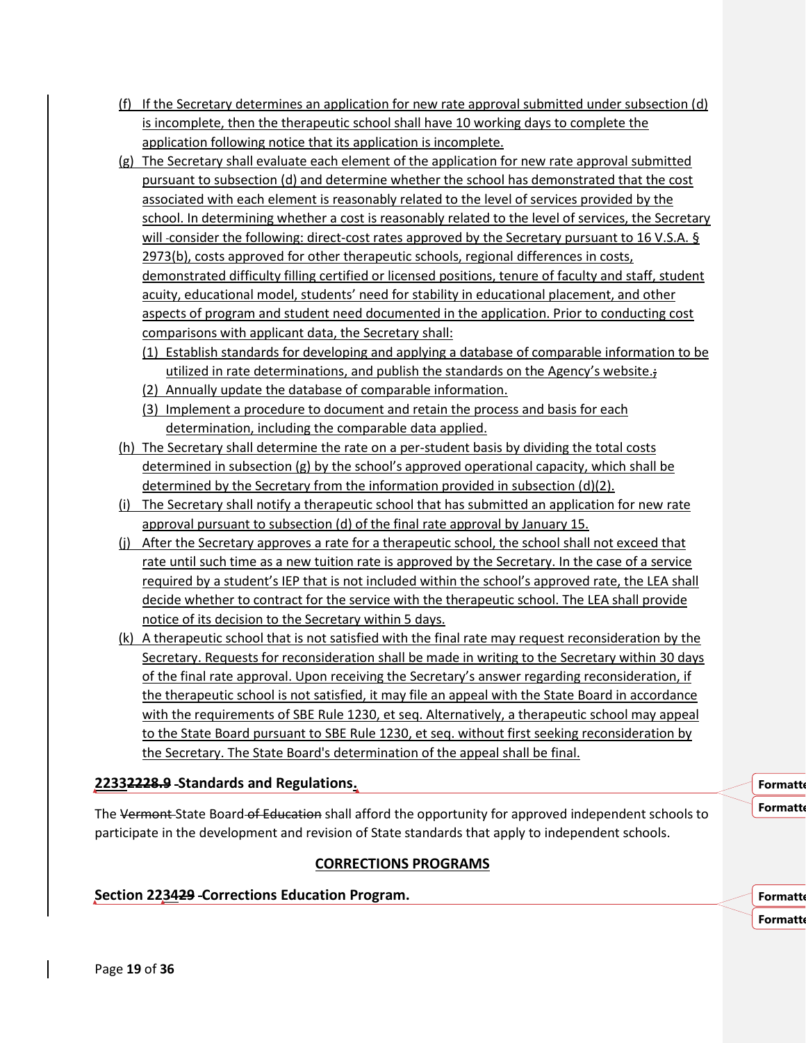(f) If the Secretary determines an application for new rate approval submitted under subsection (d) is incomplete, then the therapeutic school shall have 10 working days to complete the application following notice that its application is incomplete.

(g) The Secretary shall evaluate each element of the application for new rate approval submitted pursuant to subsection (d) and determine whether the school has demonstrated that the cost associated with each element is reasonably related to the level of services provided by the school. In determining whether a cost is reasonably related to the level of services, the Secretary will consider the following: direct-cost rates approved by the Secretary pursuant to 16 V.S.A. § 2973(b), costs approved for other therapeutic schools, regional differences in costs, demonstrated difficulty filling certified or licensed positions, tenure of faculty and staff, student acuity, educational model, students' need for stability in educational placement, and other aspects of program and student need documented in the application. Prior to conducting cost comparisons with applicant data, the Secretary shall:

  (1) Establish standards for developing and applying a database of comparable information to be utilized in rate determinations, and publish the standards on the Agency's website.;
  (2) Annually update the database of comparable information.
  (3) Implement a procedure to document and retain the process and basis for each determination, including the comparable data applied.

(h) The Secretary shall determine the rate on a per-student basis by dividing the total costs determined in subsection (g) by the school's approved operational capacity, which shall be determined by the Secretary from the information provided in subsection (d)(2).

(i) The Secretary shall notify a therapeutic school that has submitted an application for new rate approval pursuant to subsection (d) of the final rate approval by January 15.

(j) After the Secretary approves a rate for a therapeutic school, the school shall not exceed that rate until such time as a new tuition rate is approved by the Secretary. In the case of a service required by a student's IEP that is not included within the school's approved rate, the LEA shall decide whether to contract for the service with the therapeutic school. The LEA shall provide notice of its decision to the Secretary within 5 days.

(k) A therapeutic school that is not satisfied with the final rate may request reconsideration by the Secretary. Requests for reconsideration shall be made in writing to the Secretary within 30 days of the final rate approval. Upon receiving the Secretary's answer regarding reconsideration, if the therapeutic school is not satisfied, it may file an appeal with the State Board in accordance with the requirements of SBE Rule 1230, et seq. Alternatively, a therapeutic school may appeal to the State Board pursuant to SBE Rule 1230, et seq. without first seeking reconsideration by the Secretary. The State Board's determination of the appeal shall be final.

### 22332228.9 Standards and Regulations.

The Vermont State Board of Education shall afford the opportunity for approved independent schools to participate in the development and revision of State standards that apply to independent schools.

## CORRECTIONS PROGRAMS

### Section 223429 Corrections Education Program.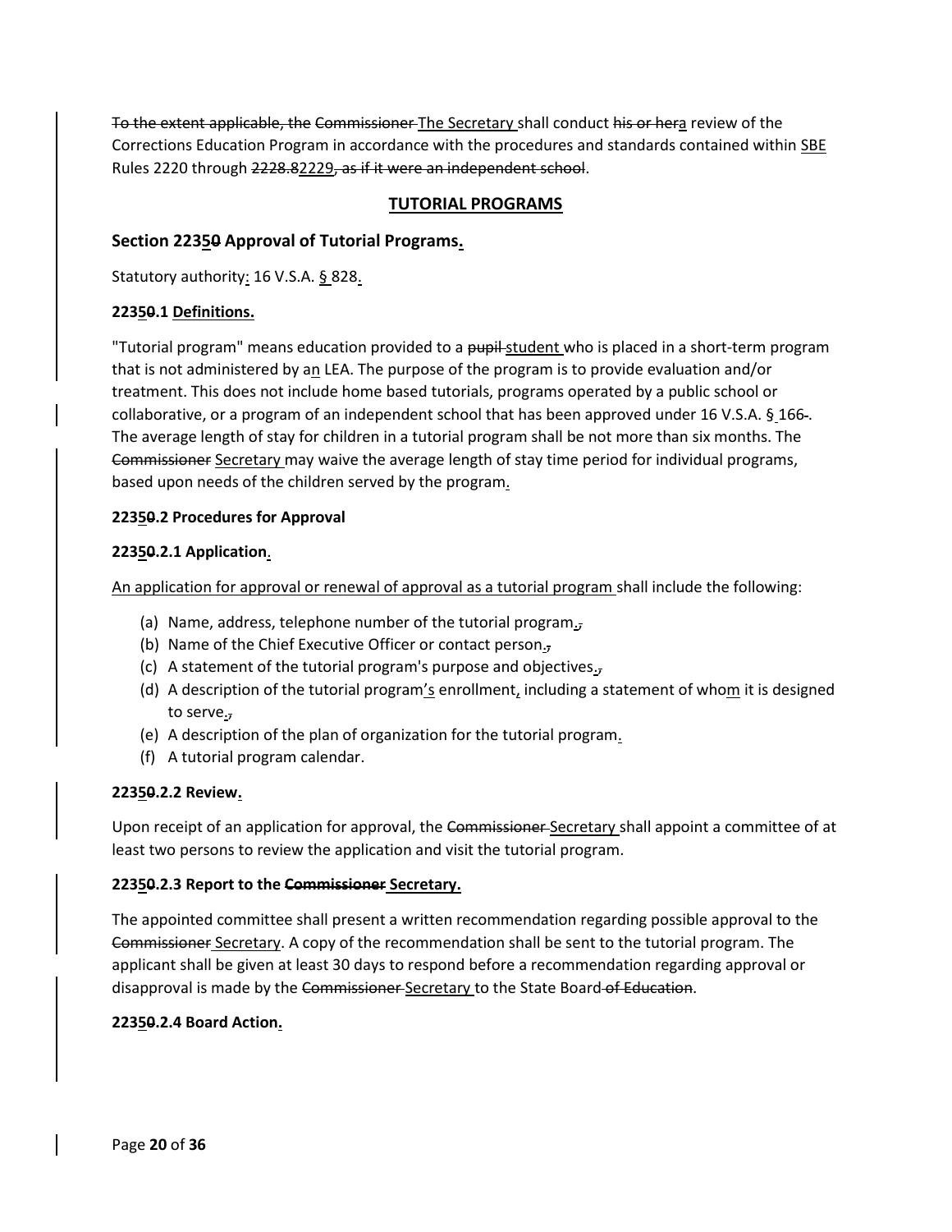~~To the extent applicable, the Commissioner~~ The Secretary shall conduct ~~his or her~~a review of the Corrections Education Program in accordance with the procedures and standards contained within SBE Rules 2220 through ~~2228.8~~2229~~, as if it were an independent school~~.

## TUTORIAL PROGRAMS

### Section 2235~~0~~ Approval of Tutorial Programs.

Statutory authority: 16 V.S.A. § 828.

**2235~~0~~.1 Definitions.**

"Tutorial program" means education provided to a ~~pupil~~ student who is placed in a short-term program that is not administered by an LEA. The purpose of the program is to provide evaluation and/or treatment. This does not include home based tutorials, programs operated by a public school or collaborative, or a program of an independent school that has been approved under 16 V.S.A. § 166~~-~~. The average length of stay for children in a tutorial program shall be not more than six months. The ~~Commissioner~~ Secretary may waive the average length of stay time period for individual programs, based upon needs of the children served by the program.

**2235~~0~~.2 Procedures for Approval**

**2235~~0~~.2.1 Application.**

An application for approval or renewal of approval as a tutorial program shall include the following:

(a) Name, address, telephone number of the tutorial program.~~,~~
(b) Name of the Chief Executive Officer or contact person.~~,~~
(c) A statement of the tutorial program's purpose and objectives.~~,~~
(d) A description of the tutorial program's enrollment, including a statement of whom it is designed to serve.~~,~~
(e) A description of the plan of organization for the tutorial program.
(f) A tutorial program calendar.

**2235~~0~~.2.2 Review.**

Upon receipt of an application for approval, the ~~Commissioner~~ Secretary shall appoint a committee of at least two persons to review the application and visit the tutorial program.

**2235~~0~~.2.3 Report to the ~~Commissioner~~ Secretary.**

The appointed committee shall present a written recommendation regarding possible approval to the ~~Commissioner~~ Secretary. A copy of the recommendation shall be sent to the tutorial program. The applicant shall be given at least 30 days to respond before a recommendation regarding approval or disapproval is made by the ~~Commissioner~~ Secretary to the State Board ~~of Education~~.

**2235~~0~~.2.4 Board Action.**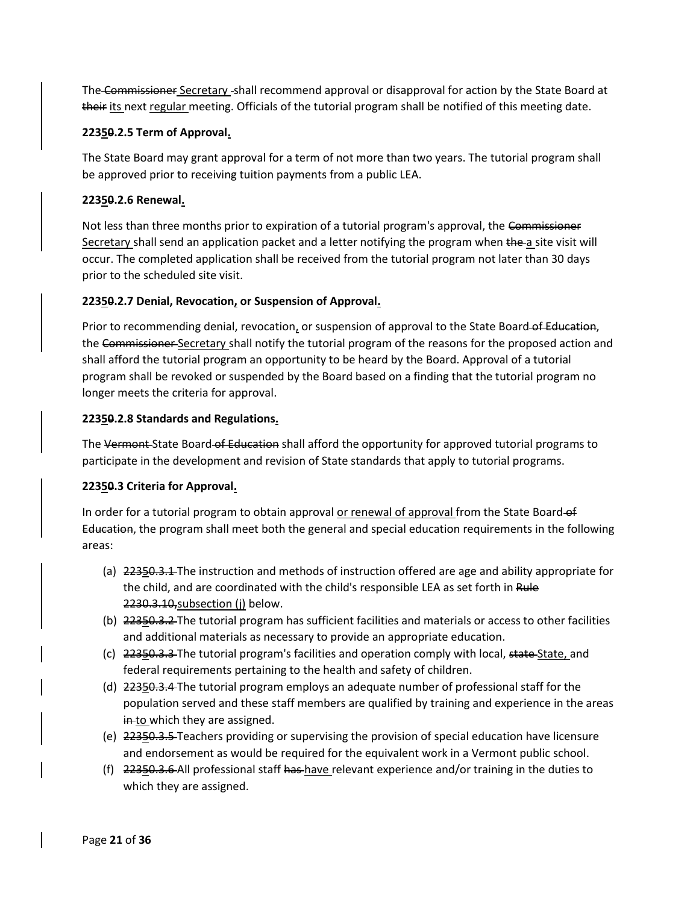The ~~Commissioner~~ Secretary shall recommend approval or disapproval for action by the State Board at ~~their~~ its next regular meeting. Officials of the tutorial program shall be notified of this meeting date.

**2235~~0~~.2.5 Term of Approval.**

The State Board may grant approval for a term of not more than two years. The tutorial program shall be approved prior to receiving tuition payments from a public LEA.

**2235~~0~~.2.6 Renewal.**

Not less than three months prior to expiration of a tutorial program's approval, the ~~Commissioner~~ Secretary shall send an application packet and a letter notifying the program when ~~the~~ a site visit will occur. The completed application shall be received from the tutorial program not later than 30 days prior to the scheduled site visit.

**2235~~0~~.2.7 Denial, Revocation, or Suspension of Approval.**

Prior to recommending denial, revocation, or suspension of approval to the State Board ~~of Education~~, the ~~Commissioner~~ Secretary shall notify the tutorial program of the reasons for the proposed action and shall afford the tutorial program an opportunity to be heard by the Board. Approval of a tutorial program shall be revoked or suspended by the Board based on a finding that the tutorial program no longer meets the criteria for approval.

**2235~~0~~.2.8 Standards and Regulations.**

The ~~Vermont~~ State Board ~~of Education~~ shall afford the opportunity for approved tutorial programs to participate in the development and revision of State standards that apply to tutorial programs.

**2235~~0~~.3 Criteria for Approval.**

In order for a tutorial program to obtain approval or renewal of approval from the State Board ~~of Education~~, the program shall meet both the general and special education requirements in the following areas:

(a) ~~22350.3.1~~ The instruction and methods of instruction offered are age and ability appropriate for the child, and are coordinated with the child's responsible LEA as set forth in ~~Rule 2230.3.10,~~ subsection (j) below.

(b) ~~22350.3.2~~ The tutorial program has sufficient facilities and materials or access to other facilities and additional materials as necessary to provide an appropriate education.

(c) ~~22350.3.3~~ The tutorial program's facilities and operation comply with local, ~~state~~ State, and federal requirements pertaining to the health and safety of children.

(d) ~~22350.3.4~~ The tutorial program employs an adequate number of professional staff for the population served and these staff members are qualified by training and experience in the areas ~~in~~ to which they are assigned.

(e) ~~22350.3.5~~ Teachers providing or supervising the provision of special education have licensure and endorsement as would be required for the equivalent work in a Vermont public school.

(f) ~~22350.3.6~~ All professional staff ~~has~~ have relevant experience and/or training in the duties to which they are assigned.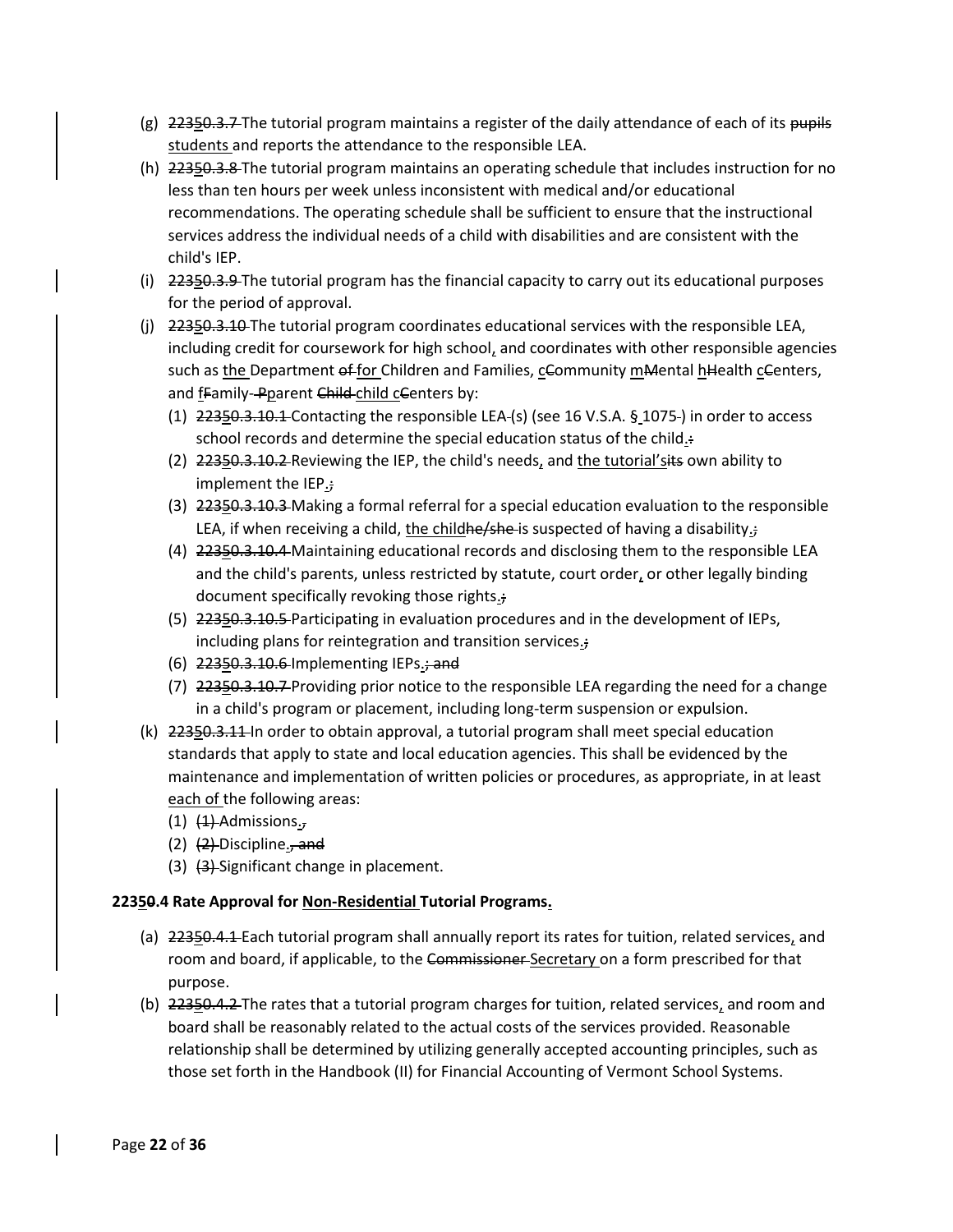(g) ~~22350.3.7~~ The tutorial program maintains a register of the daily attendance of each of its ~~pupils~~ students and reports the attendance to the responsible LEA.

(h) ~~22350.3.8~~ The tutorial program maintains an operating schedule that includes instruction for no less than ten hours per week unless inconsistent with medical and/or educational recommendations. The operating schedule shall be sufficient to ensure that the instructional services address the individual needs of a child with disabilities and are consistent with the child's IEP.

(i) ~~22350.3.9~~ The tutorial program has the financial capacity to carry out its educational purposes for the period of approval.

(j) ~~22350.3.10~~ The tutorial program coordinates educational services with the responsible LEA, including credit for coursework for high school, and coordinates with other responsible agencies such as the Department ~~of~~ for Children and Families, c~~C~~ommunity m~~M~~ental h~~H~~ealth c~~C~~enters, and f~~F~~amily-~~P~~parent ~~Child~~ child c~~C~~enters by:

   (1) ~~22350.3.10.1~~ Contacting the responsible LEA~~(~~s~~)~~ (see 16 V.S.A. § 1075~~-~~) in order to access school records and determine the special education status of the child.~~:~~

   (2) ~~22350.3.10.2~~ Reviewing the IEP, the child's needs, and the tutorial's~~its~~ own ability to implement the IEP.~~;~~

   (3) ~~22350.3.10.3~~ Making a formal referral for a special education evaluation to the responsible LEA, if when receiving a child, the child~~he/she~~ is suspected of having a disability.~~;~~

   (4) ~~22350.3.10.4~~ Maintaining educational records and disclosing them to the responsible LEA and the child's parents, unless restricted by statute, court order, or other legally binding document specifically revoking those rights.~~;~~

   (5) ~~22350.3.10.5~~ Participating in evaluation procedures and in the development of IEPs, including plans for reintegration and transition services.~~;~~

   (6) ~~22350.3.10.6~~ Implementing IEPs.~~; and~~

   (7) ~~22350.3.10.7~~ Providing prior notice to the responsible LEA regarding the need for a change in a child's program or placement, including long-term suspension or expulsion.

(k) ~~22350.3.11~~ In order to obtain approval, a tutorial program shall meet special education standards that apply to state and local education agencies. This shall be evidenced by the maintenance and implementation of written policies or procedures, as appropriate, in at least each of the following areas:

   (1) ~~(1)~~ Admissions.~~,~~

   (2) ~~(2)~~ Discipline.~~, and~~

   (3) ~~(3)~~ Significant change in placement.

**22350.4 Rate Approval for Non-Residential Tutorial Programs.**

(a) ~~22350.4.1~~ Each tutorial program shall annually report its rates for tuition, related services, and room and board, if applicable, to the ~~Commissioner~~ Secretary on a form prescribed for that purpose.

(b) ~~22350.4.2~~ The rates that a tutorial program charges for tuition, related services, and room and board shall be reasonably related to the actual costs of the services provided. Reasonable relationship shall be determined by utilizing generally accepted accounting principles, such as those set forth in the Handbook (II) for Financial Accounting of Vermont School Systems.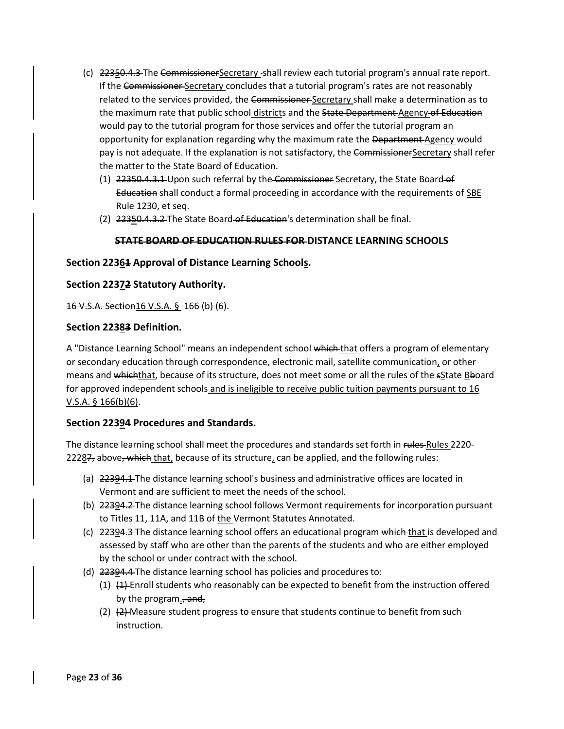(c) ~~22350.4.3~~ The ~~Commissioner~~Secretary shall review each tutorial program's annual rate report. If the ~~Commissioner~~ Secretary concludes that a tutorial program's rates are not reasonably related to the services provided, the ~~Commissioner~~ Secretary shall make a determination as to the maximum rate that public school districts and the ~~State Department~~ Agency ~~of Education~~ would pay to the tutorial program for those services and offer the tutorial program an opportunity for explanation regarding why the maximum rate the ~~Department~~ Agency would pay is not adequate. If the explanation is not satisfactory, the ~~Commissioner~~Secretary shall refer the matter to the State Board ~~of Education~~.

1. ~~22350.4.3.1~~ Upon such referral by the ~~Commissioner~~ Secretary, the State Board ~~of Education~~ shall conduct a formal proceeding in accordance with the requirements of SBE Rule 1230, et seq.
2. ~~22350.4.3.2~~ The State Board ~~of Education~~'s determination shall be final.

## ~~STATE BOARD OF EDUCATION RULES FOR~~ DISTANCE LEARNING SCHOOLS

### Section 2236~~1~~ Approval of Distance Learning Schools.

### Section 2237~~2~~ Statutory Authority.

~~16 V.S.A. Section~~16 V.S.A. § 166(b)(6).

### Section 2238~~3~~ Definition.

A "Distance Learning School" means an independent school ~~which~~ that offers a program of elementary or secondary education through correspondence, electronic mail, satellite communication, or other means and ~~which~~that, because of its structure, does not meet some or all the rules of the ~~s~~State ~~B~~board for approved independent schools and is ineligible to receive public tuition payments pursuant to 16 V.S.A. § 166(b)(6).

### Section 2239~~4~~ Procedures and Standards.

The distance learning school shall meet the procedures and standards set forth in ~~rules~~ Rules 2220-2228~~7,~~ above~~, which~~ that, because of its structure, can be applied, and the following rules:

(a) ~~22394.1~~ The distance learning school's business and administrative offices are located in Vermont and are sufficient to meet the needs of the school.

(b) ~~22394.2~~ The distance learning school follows Vermont requirements for incorporation pursuant to Titles 11, 11A, and 11B of the Vermont Statutes Annotated.

(c) ~~22394.3~~ The distance learning school offers an educational program ~~which~~ that is developed and assessed by staff who are other than the parents of the students and who are either employed by the school or under contract with the school.

(d) ~~22394.4~~ The distance learning school has policies and procedures to:

1. ~~(1)~~ Enroll students who reasonably can be expected to benefit from the instruction offered by the program.~~, and,~~
2. ~~(2)~~ Measure student progress to ensure that students continue to benefit from such instruction.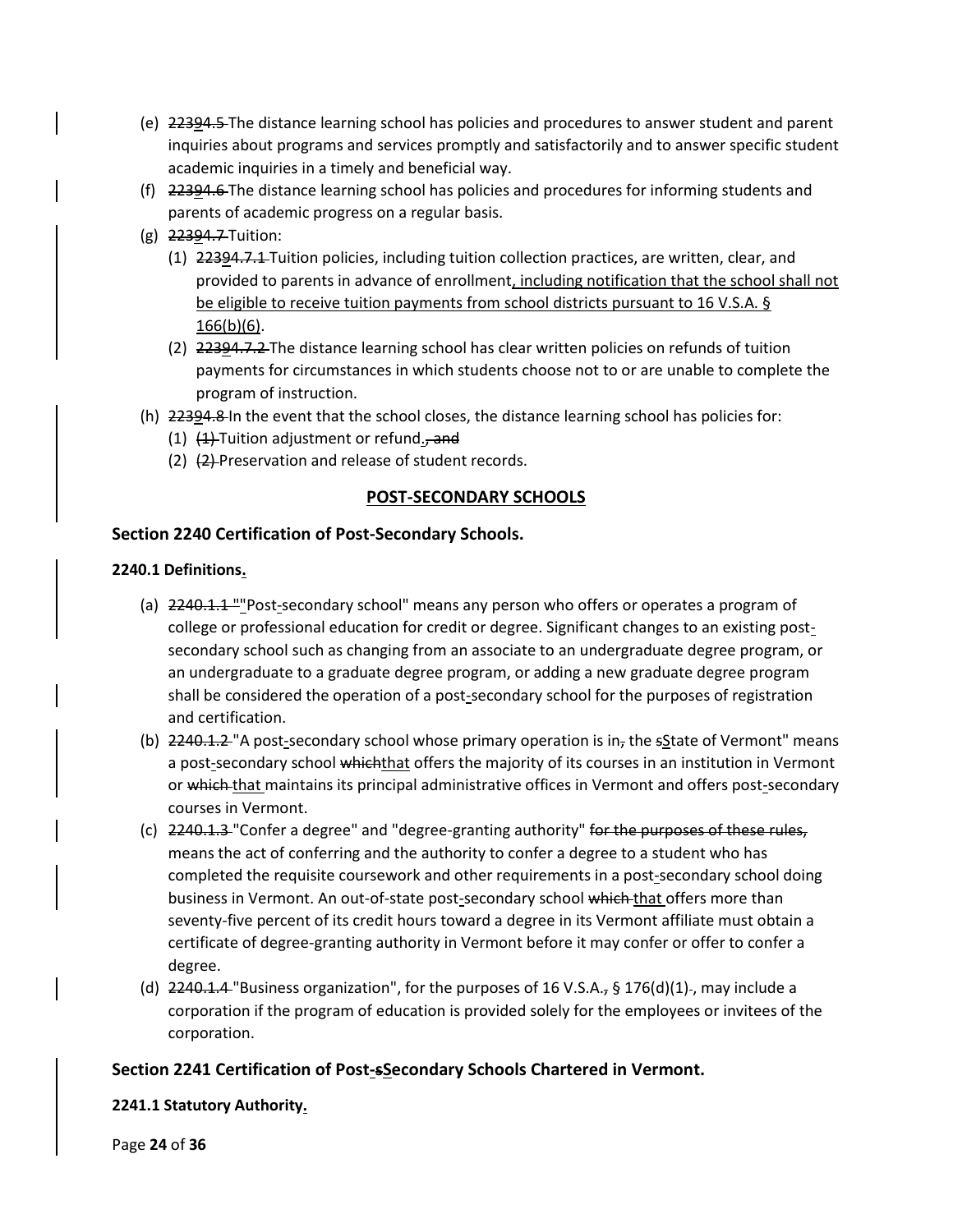- (e) ~~2239~~4.5 The distance learning school has policies and procedures to answer student and parent inquiries about programs and services promptly and satisfactorily and to answer specific student academic inquiries in a timely and beneficial way.
- (f) ~~2239~~4.6 The distance learning school has policies and procedures for informing students and parents of academic progress on a regular basis.
- (g) ~~22394.7~~ Tuition:
  - (1) ~~22394.7.1~~ Tuition policies, including tuition collection practices, are written, clear, and provided to parents in advance of enrollment, including notification that the school shall not be eligible to receive tuition payments from school districts pursuant to 16 V.S.A. § 166(b)(6).
  - (2) ~~22394.7.2~~ The distance learning school has clear written policies on refunds of tuition payments for circumstances in which students choose not to or are unable to complete the program of instruction.
- (h) ~~22394.8~~ In the event that the school closes, the distance learning school has policies for:
  - (1) ~~(1)~~ Tuition adjustment or refund.~~, and~~
  - (2) ~~(2)~~ Preservation and release of student records.

## POST-SECONDARY SCHOOLS

### Section 2240 Certification of Post-Secondary Schools.

**2240.1 Definitions.**

- (a) ~~2240.1.1 "~~"Post-secondary school" means any person who offers or operates a program of college or professional education for credit or degree. Significant changes to an existing post-secondary school such as changing from an associate to an undergraduate degree program, or an undergraduate to a graduate degree program, or adding a new graduate degree program shall be considered the operation of a post-secondary school for the purposes of registration and certification.
- (b) ~~2240.1.2~~ "A post-secondary school whose primary operation is in~~,~~ the ~~s~~State of Vermont" means a post-secondary school ~~which~~that offers the majority of its courses in an institution in Vermont or ~~which~~ that maintains its principal administrative offices in Vermont and offers post-secondary courses in Vermont.
- (c) ~~2240.1.3~~ "Confer a degree" and "degree-granting authority" ~~for the purposes of these rules,~~ means the act of conferring and the authority to confer a degree to a student who has completed the requisite coursework and other requirements in a post-secondary school doing business in Vermont. An out-of-state post-secondary school ~~which~~ that offers more than seventy-five percent of its credit hours toward a degree in its Vermont affiliate must obtain a certificate of degree-granting authority in Vermont before it may confer or offer to confer a degree.
- (d) ~~2240.1.4~~ "Business organization", for the purposes of 16 V.S.A.~~,~~ § 176(d)(1)~~.~~, may include a corporation if the program of education is provided solely for the employees or invitees of the corporation.

### Section 2241 Certification of Post-~~s~~Secondary Schools Chartered in Vermont.

**2241.1 Statutory Authority.**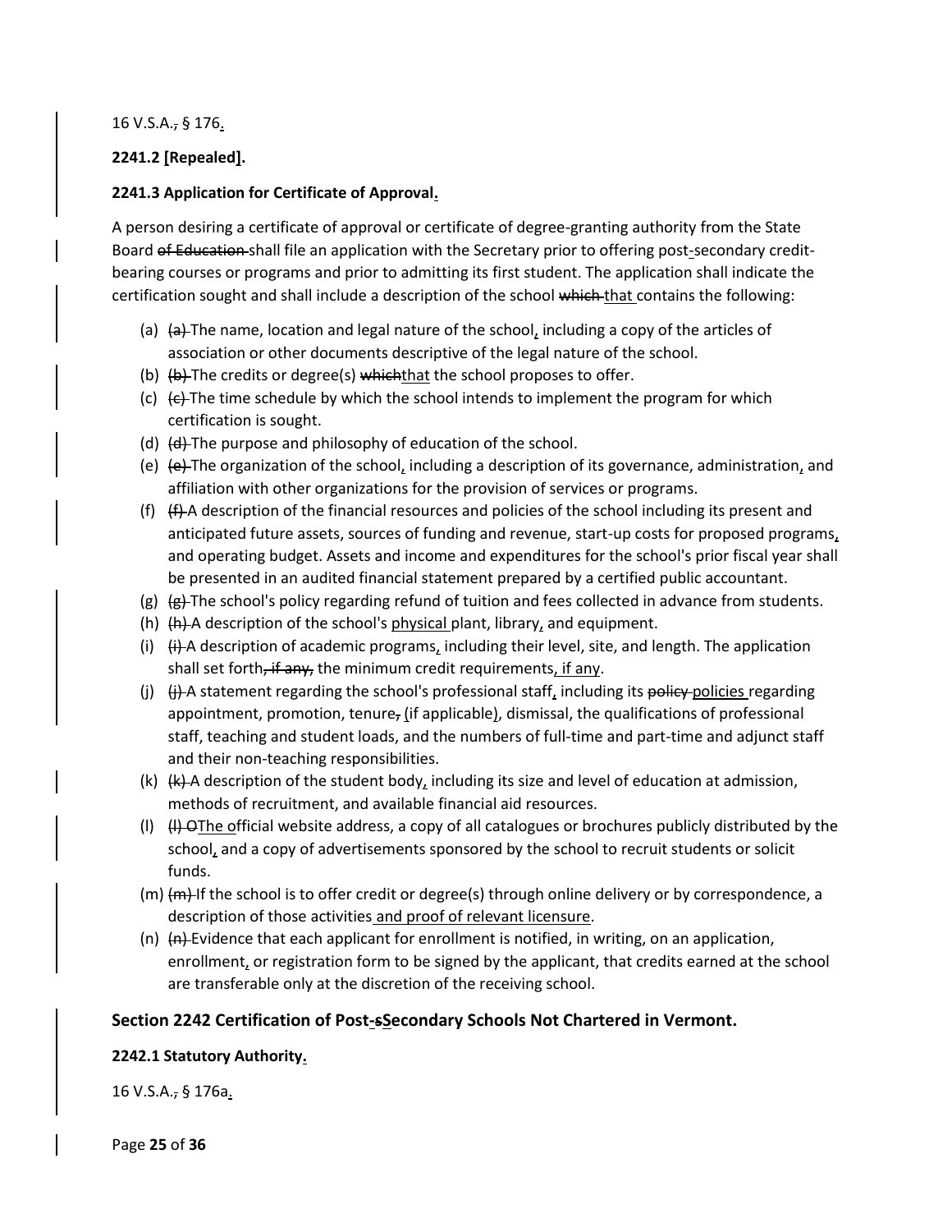16 V.S.A.~~,~~ § 176.

**2241.2 [Repealed].**

**2241.3 Application for Certificate of Approval.**

A person desiring a certificate of approval or certificate of degree-granting authority from the State Board ~~of Education~~ shall file an application with the Secretary prior to offering post-secondary credit-bearing courses or programs and prior to admitting its first student. The application shall indicate the certification sought and shall include a description of the school ~~which~~ that contains the following:

(a) ~~(a)~~ The name, location and legal nature of the school, including a copy of the articles of association or other documents descriptive of the legal nature of the school.

(b) ~~(b)~~ The credits or degree(s) ~~which~~that the school proposes to offer.

(c) ~~(c)~~ The time schedule by which the school intends to implement the program for which certification is sought.

(d) ~~(d)~~ The purpose and philosophy of education of the school.

(e) ~~(e)~~ The organization of the school, including a description of its governance, administration, and affiliation with other organizations for the provision of services or programs.

(f) ~~(f)~~ A description of the financial resources and policies of the school including its present and anticipated future assets, sources of funding and revenue, start-up costs for proposed programs, and operating budget. Assets and income and expenditures for the school's prior fiscal year shall be presented in an audited financial statement prepared by a certified public accountant.

(g) ~~(g)~~ The school's policy regarding refund of tuition and fees collected in advance from students.

(h) ~~(h)~~ A description of the school's physical plant, library, and equipment.

(i) ~~(i)~~ A description of academic programs, including their level, site, and length. The application shall set forth~~, if any,~~ the minimum credit requirements, if any.

(j) ~~(j)~~ A statement regarding the school's professional staff, including its ~~policy~~ policies regarding appointment, promotion, tenure~~,~~ (if applicable), dismissal, the qualifications of professional staff, teaching and student loads, and the numbers of full-time and part-time and adjunct staff and their non-teaching responsibilities.

(k) ~~(k)~~ A description of the student body, including its size and level of education at admission, methods of recruitment, and available financial aid resources.

(l) ~~(l) O~~The official website address, a copy of all catalogues or brochures publicly distributed by the school, and a copy of advertisements sponsored by the school to recruit students or solicit funds.

(m) ~~(m)~~ If the school is to offer credit or degree(s) through online delivery or by correspondence, a description of those activities and proof of relevant licensure.

(n) ~~(n)~~ Evidence that each applicant for enrollment is notified, in writing, on an application, enrollment, or registration form to be signed by the applicant, that credits earned at the school are transferable only at the discretion of the receiving school.

## Section 2242 Certification of Post-~~s~~Secondary Schools Not Chartered in Vermont.

**2242.1 Statutory Authority.**

16 V.S.A.~~,~~ § 176a.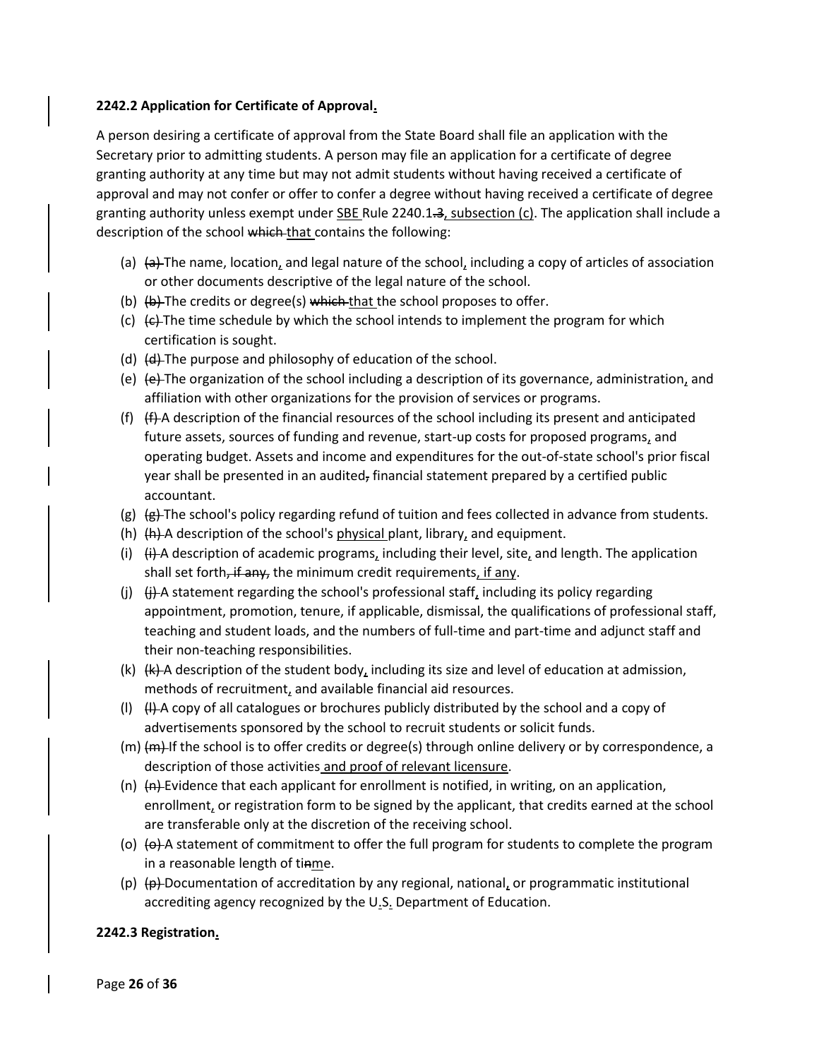**2242.2 Application for Certificate of Approval<u>.</u>**

A person desiring a certificate of approval from the State Board shall file an application with the Secretary prior to admitting students. A person may file an application for a certificate of degree granting authority at any time but may not admit students without having received a certificate of approval and may not confer or offer to confer a degree without having received a certificate of degree granting authority unless exempt under <u>SBE</u> Rule 2240.1~~.3~~<u>, subsection (c)</u>. The application shall include a description of the school ~~which~~ <u>that</u> contains the following:

(a) ~~(a)~~ The name, location<u>,</u> and legal nature of the school<u>,</u> including a copy of articles of association or other documents descriptive of the legal nature of the school.

(b) ~~(b)~~ The credits or degree(s) ~~which~~ <u>that</u> the school proposes to offer.

(c) ~~(c)~~ The time schedule by which the school intends to implement the program for which certification is sought.

(d) ~~(d)~~ The purpose and philosophy of education of the school.

(e) ~~(e)~~ The organization of the school including a description of its governance, administration<u>,</u> and affiliation with other organizations for the provision of services or programs.

(f) ~~(f)~~ A description of the financial resources of the school including its present and anticipated future assets, sources of funding and revenue, start-up costs for proposed programs<u>,</u> and operating budget. Assets and income and expenditures for the out-of-state school's prior fiscal year shall be presented in an audited~~,~~ financial statement prepared by a certified public accountant.

(g) ~~(g)~~ The school's policy regarding refund of tuition and fees collected in advance from students.

(h) ~~(h)~~ A description of the school's <u>physical</u> plant, library<u>,</u> and equipment.

(i) ~~(i)~~ A description of academic programs<u>,</u> including their level, site<u>,</u> and length. The application shall set forth~~, if any,~~ the minimum credit requirements<u>, if any</u>.

(j) ~~(j)~~ A statement regarding the school's professional staff<u>,</u> including its policy regarding appointment, promotion, tenure, if applicable, dismissal, the qualifications of professional staff, teaching and student loads, and the numbers of full-time and part-time and adjunct staff and their non-teaching responsibilities.

(k) ~~(k)~~ A description of the student body<u>,</u> including its size and level of education at admission, methods of recruitment<u>,</u> and available financial aid resources.

(l) ~~(l)~~ A copy of all catalogues or brochures publicly distributed by the school and a copy of advertisements sponsored by the school to recruit students or solicit funds.

(m) ~~(m)~~ If the school is to offer credits or degree(s) through online delivery or by correspondence, a description of those activities<u> and proof of relevant licensure</u>.

(n) ~~(n)~~ Evidence that each applicant for enrollment is notified, in writing, on an application, enrollment<u>,</u> or registration form to be signed by the applicant, that credits earned at the school are transferable only at the discretion of the receiving school.

(o) ~~(o)~~ A statement of commitment to offer the full program for students to complete the program in a reasonable length of ti~~n~~<u>m</u>e.

(p) ~~(p)~~ Documentation of accreditation by any regional, national<u>,</u> or programmatic institutional accrediting agency recognized by the U<u>.</u>S<u>.</u> Department of Education.

**2242.3 Registration<u>.</u>**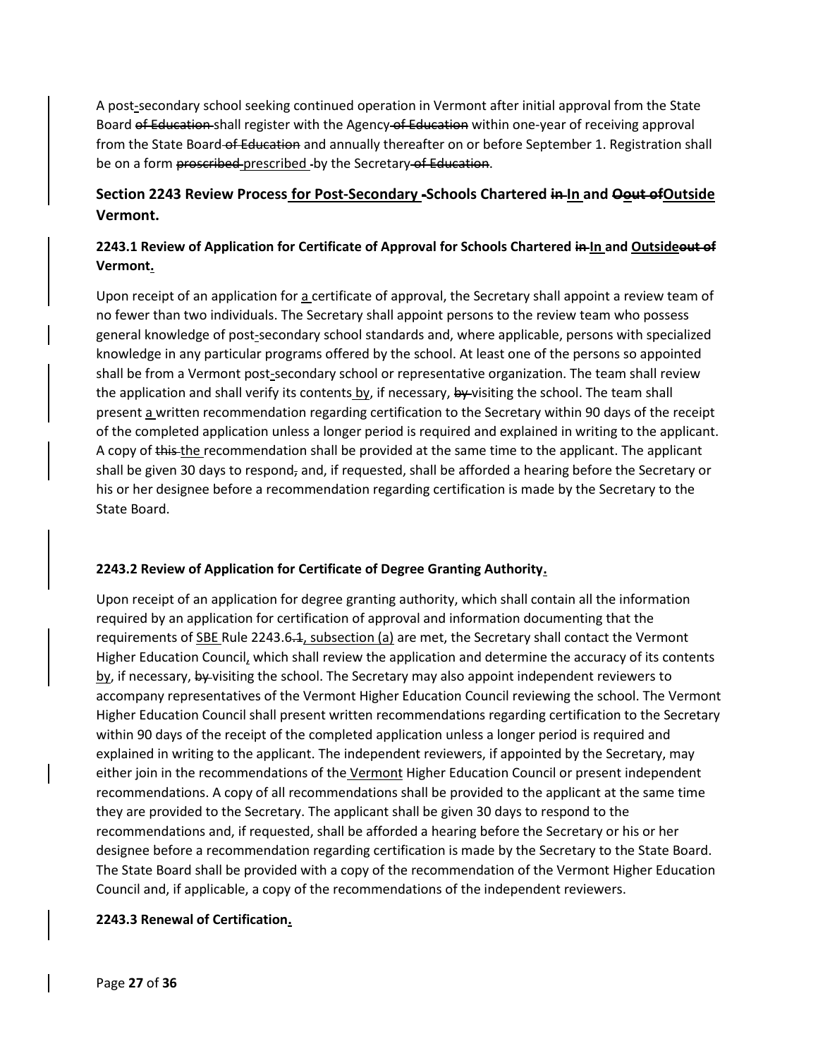A post-secondary school seeking continued operation in Vermont after initial approval from the State Board ~~of Education~~ shall register with the Agency ~~of Education~~ within one-year of receiving approval from the State Board ~~of Education~~ and annually thereafter on or before September 1. Registration shall be on a form ~~proscribed~~ prescribed by the Secretary ~~of Education~~.

## Section 2243 Review Process for Post-Secondary Schools Chartered ~~in~~ In and ~~Oout of~~ Outside Vermont.

### 2243.1 Review of Application for Certificate of Approval for Schools Chartered ~~in~~ In and Outside ~~out of~~ Vermont.

Upon receipt of an application for a certificate of approval, the Secretary shall appoint a review team of no fewer than two individuals. The Secretary shall appoint persons to the review team who possess general knowledge of post-secondary school standards and, where applicable, persons with specialized knowledge in any particular programs offered by the school. At least one of the persons so appointed shall be from a Vermont post-secondary school or representative organization. The team shall review the application and shall verify its contents by, if necessary, ~~by~~ visiting the school. The team shall present a written recommendation regarding certification to the Secretary within 90 days of the receipt of the completed application unless a longer period is required and explained in writing to the applicant. A copy of ~~this~~ the recommendation shall be provided at the same time to the applicant. The applicant shall be given 30 days to respond~~,~~ and, if requested, shall be afforded a hearing before the Secretary or his or her designee before a recommendation regarding certification is made by the Secretary to the State Board.

### 2243.2 Review of Application for Certificate of Degree Granting Authority.

Upon receipt of an application for degree granting authority, which shall contain all the information required by an application for certification of approval and information documenting that the requirements of SBE Rule 2243.6~~.1~~, subsection (a) are met, the Secretary shall contact the Vermont Higher Education Council, which shall review the application and determine the accuracy of its contents by, if necessary, ~~by~~ visiting the school. The Secretary may also appoint independent reviewers to accompany representatives of the Vermont Higher Education Council reviewing the school. The Vermont Higher Education Council shall present written recommendations regarding certification to the Secretary within 90 days of the receipt of the completed application unless a longer period is required and explained in writing to the applicant. The independent reviewers, if appointed by the Secretary, may either join in the recommendations of the Vermont Higher Education Council or present independent recommendations. A copy of all recommendations shall be provided to the applicant at the same time they are provided to the Secretary. The applicant shall be given 30 days to respond to the recommendations and, if requested, shall be afforded a hearing before the Secretary or his or her designee before a recommendation regarding certification is made by the Secretary to the State Board. The State Board shall be provided with a copy of the recommendation of the Vermont Higher Education Council and, if applicable, a copy of the recommendations of the independent reviewers.

### 2243.3 Renewal of Certification.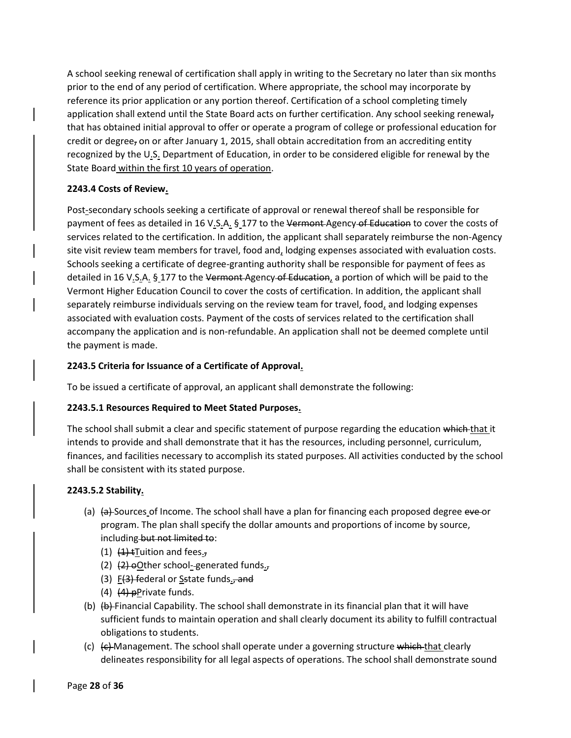A school seeking renewal of certification shall apply in writing to the Secretary no later than six months prior to the end of any period of certification. Where appropriate, the school may incorporate by reference its prior application or any portion thereof. Certification of a school completing timely application shall extend until the State Board acts on further certification. Any school seeking renewal~~,~~ that has obtained initial approval to offer or operate a program of college or professional education for credit or degree~~,~~ on or after January 1, 2015, shall obtain accreditation from an accrediting entity recognized by the U.S. Department of Education, in order to be considered eligible for renewal by the State Board within the first 10 years of operation.

**2243.4 Costs of Review.**

Post-secondary schools seeking a certificate of approval or renewal thereof shall be responsible for payment of fees as detailed in 16 V.S.A. § 177 to the ~~Vermont~~ Agency ~~of Education~~ to cover the costs of services related to the certification. In addition, the applicant shall separately reimburse the non-Agency site visit review team members for travel, food and, lodging expenses associated with evaluation costs. Schools seeking a certificate of degree-granting authority shall be responsible for payment of fees as detailed in 16 V.S.A. § 177 to the ~~Vermont~~ Agency ~~of Education~~, a portion of which will be paid to the Vermont Higher Education Council to cover the costs of certification. In addition, the applicant shall separately reimburse individuals serving on the review team for travel, food, and lodging expenses associated with evaluation costs. Payment of the costs of services related to the certification shall accompany the application and is non-refundable. An application shall not be deemed complete until the payment is made.

**2243.5 Criteria for Issuance of a Certificate of Approval.**

To be issued a certificate of approval, an applicant shall demonstrate the following:

**2243.5.1 Resources Required to Meet Stated Purposes.**

The school shall submit a clear and specific statement of purpose regarding the education ~~which~~ that it intends to provide and shall demonstrate that it has the resources, including personnel, curriculum, finances, and facilities necessary to accomplish its stated purposes. All activities conducted by the school shall be consistent with its stated purpose.

**2243.5.2 Stability.**

(a) ~~(a)~~ Sources of Income. The school shall have a plan for financing each proposed degree ~~eve~~ or program. The plan shall specify the dollar amounts and proportions of income by source, including ~~but not limited to~~:
   (1) ~~(1) t~~Tuition and fees.~~,~~
   (2) ~~(2) o~~Other school-~~-~~generated funds.~~,~~
   (3) F~~(3) f~~ederal or S~~s~~tate funds.~~, and~~
   (4) ~~(4) p~~Private funds.

(b) ~~(b)~~ Financial Capability. The school shall demonstrate in its financial plan that it will have sufficient funds to maintain operation and shall clearly document its ability to fulfill contractual obligations to students.

(c) ~~(c)~~ Management. The school shall operate under a governing structure ~~which~~ that clearly delineates responsibility for all legal aspects of operations. The school shall demonstrate sound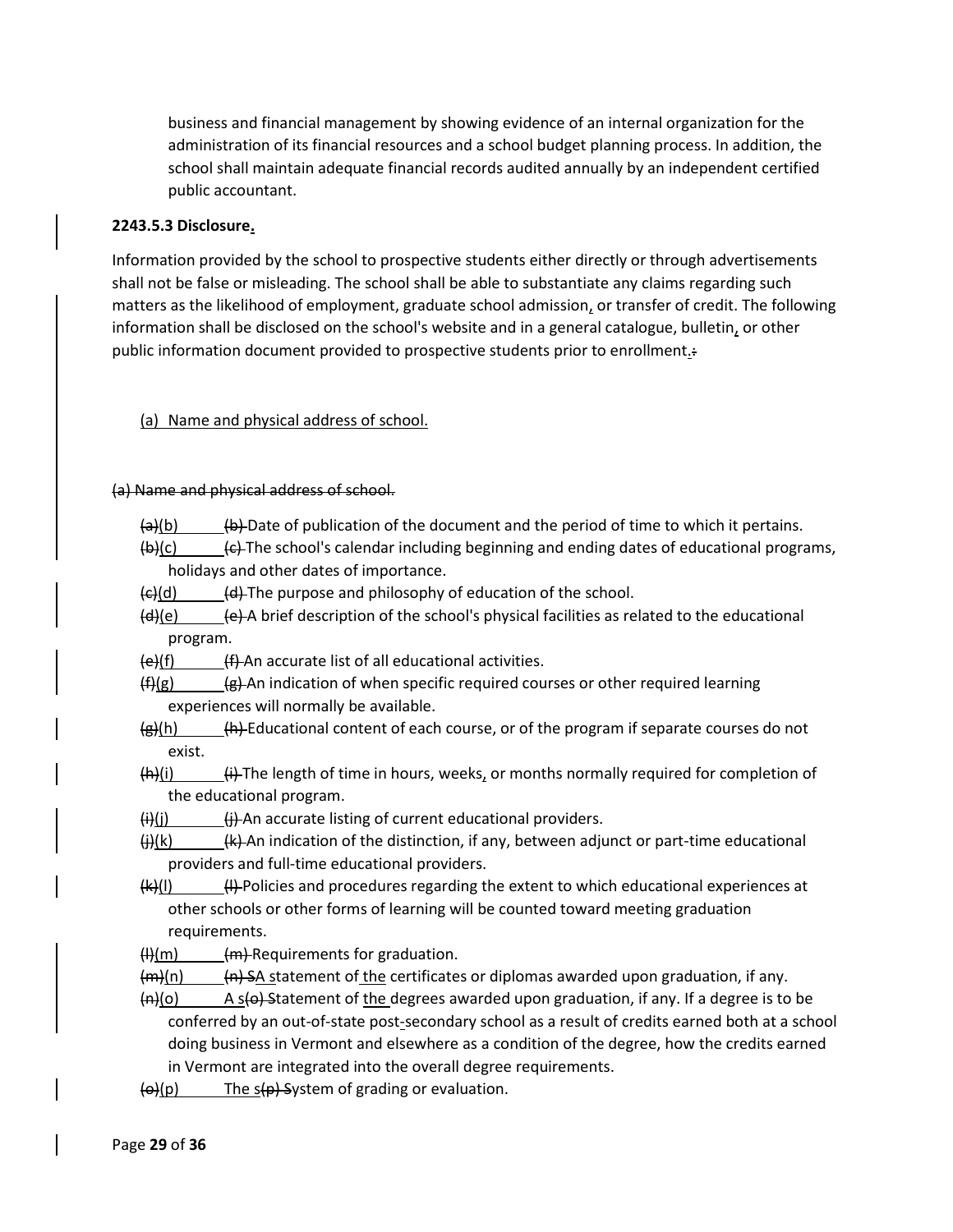business and financial management by showing evidence of an internal organization for the administration of its financial resources and a school budget planning process. In addition, the school shall maintain adequate financial records audited annually by an independent certified public accountant.

**2243.5.3 Disclosure.**

Information provided by the school to prospective students either directly or through advertisements shall not be false or misleading. The school shall be able to substantiate any claims regarding such matters as the likelihood of employment, graduate school admission, or transfer of credit. The following information shall be disclosed on the school's website and in a general catalogue, bulletin, or other public information document provided to prospective students prior to enrollment.:

(a) Name and physical address of school.

~~(a) Name and physical address of school.~~

~~(a)~~(b) ~~(b)~~ Date of publication of the document and the period of time to which it pertains.

~~(b)~~(c) ~~(c)~~ The school's calendar including beginning and ending dates of educational programs, holidays and other dates of importance.

~~(c)~~(d) ~~(d)~~ The purpose and philosophy of education of the school.

~~(d)~~(e) ~~(e)~~ A brief description of the school's physical facilities as related to the educational program.

~~(e)~~(f) ~~(f)~~ An accurate list of all educational activities.

~~(f)~~(g) ~~(g)~~ An indication of when specific required courses or other required learning experiences will normally be available.

~~(g)~~(h) ~~(h)~~ Educational content of each course, or of the program if separate courses do not exist.

~~(h)~~(i) ~~(i)~~ The length of time in hours, weeks, or months normally required for completion of the educational program.

~~(i)~~(j) ~~(j)~~ An accurate listing of current educational providers.

~~(j)~~(k) ~~(k)~~ An indication of the distinction, if any, between adjunct or part-time educational providers and full-time educational providers.

~~(k)~~(l) ~~(l)~~ Policies and procedures regarding the extent to which educational experiences at other schools or other forms of learning will be counted toward meeting graduation requirements.

~~(l)~~(m) ~~(m)~~ Requirements for graduation.

~~(m)~~(n) ~~(n) S~~A statement of the certificates or diplomas awarded upon graduation, if any.

~~(n)~~(o) A s~~(o) S~~tatement of the degrees awarded upon graduation, if any. If a degree is to be conferred by an out-of-state post-secondary school as a result of credits earned both at a school doing business in Vermont and elsewhere as a condition of the degree, how the credits earned in Vermont are integrated into the overall degree requirements.

~~(o)~~(p) The s~~(p) S~~ystem of grading or evaluation.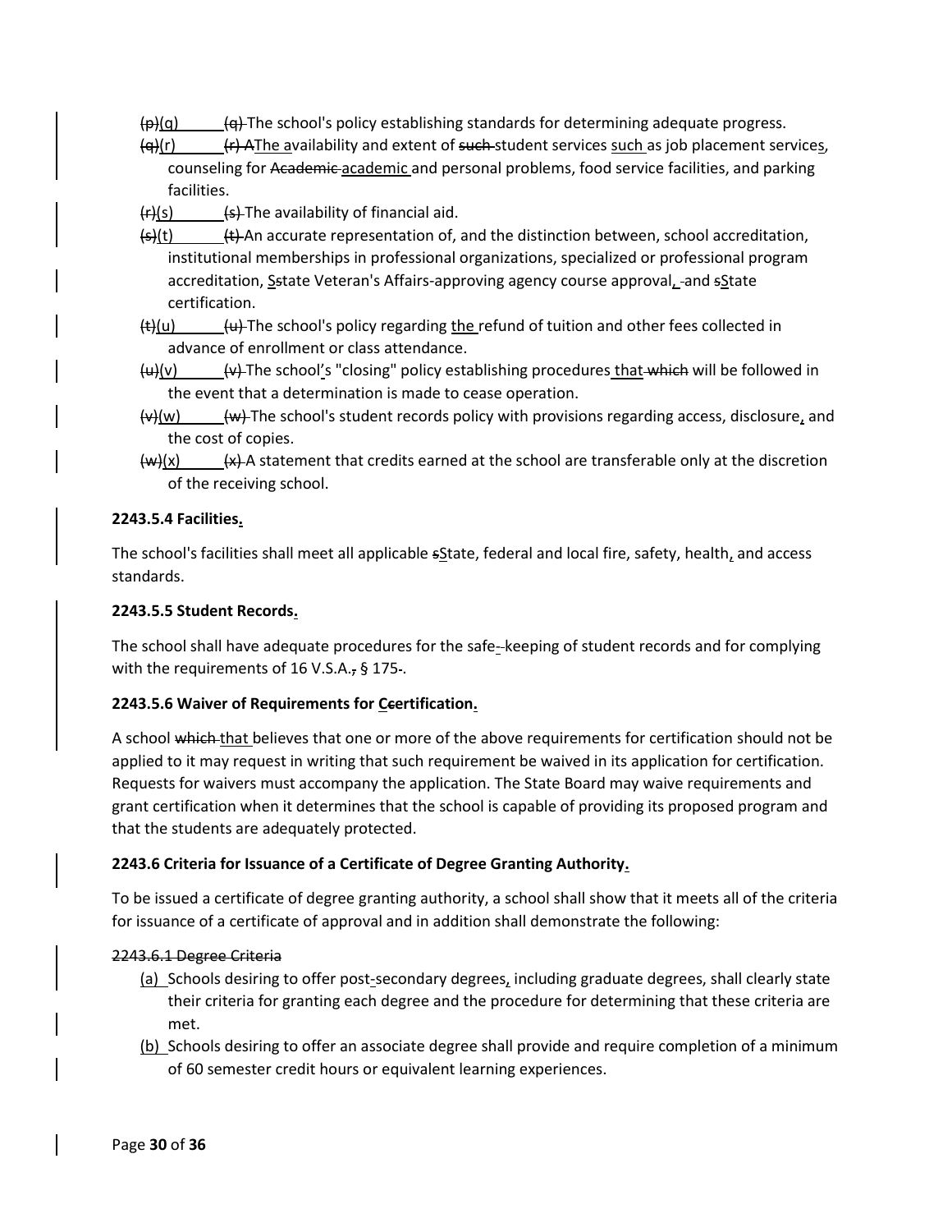(p)(q) (q) The school's policy establishing standards for determining adequate progress.

(q)(r) (r) AThe availability and extent of such student services such as job placement services, counseling for Academic academic and personal problems, food service facilities, and parking facilities.

(r)(s) (s) The availability of financial aid.

(s)(t) (t) An accurate representation of, and the distinction between, school accreditation, institutional memberships in professional organizations, specialized or professional program accreditation, Sstate Veteran's Affairs-approving agency course approval, and sState certification.

(t)(u) (u) The school's policy regarding the refund of tuition and other fees collected in advance of enrollment or class attendance.

(u)(v) (v) The school's "closing" policy establishing procedures that which will be followed in the event that a determination is made to cease operation.

(v)(w) (w) The school's student records policy with provisions regarding access, disclosure, and the cost of copies.

(w)(x) (x) A statement that credits earned at the school are transferable only at the discretion of the receiving school.

**2243.5.4 Facilities.**

The school's facilities shall meet all applicable sState, federal and local fire, safety, health, and access standards.

**2243.5.5 Student Records.**

The school shall have adequate procedures for the safe--keeping of student records and for complying with the requirements of 16 V.S.A., § 175-.

**2243.5.6 Waiver of Requirements for Ccertification.**

A school which that believes that one or more of the above requirements for certification should not be applied to it may request in writing that such requirement be waived in its application for certification. Requests for waivers must accompany the application. The State Board may waive requirements and grant certification when it determines that the school is capable of providing its proposed program and that the students are adequately protected.

**2243.6 Criteria for Issuance of a Certificate of Degree Granting Authority.**

To be issued a certificate of degree granting authority, a school shall show that it meets all of the criteria for issuance of a certificate of approval and in addition shall demonstrate the following:

2243.6.1 Degree Criteria

(a) Schools desiring to offer post-secondary degrees, including graduate degrees, shall clearly state their criteria for granting each degree and the procedure for determining that these criteria are met.

(b) Schools desiring to offer an associate degree shall provide and require completion of a minimum of 60 semester credit hours or equivalent learning experiences.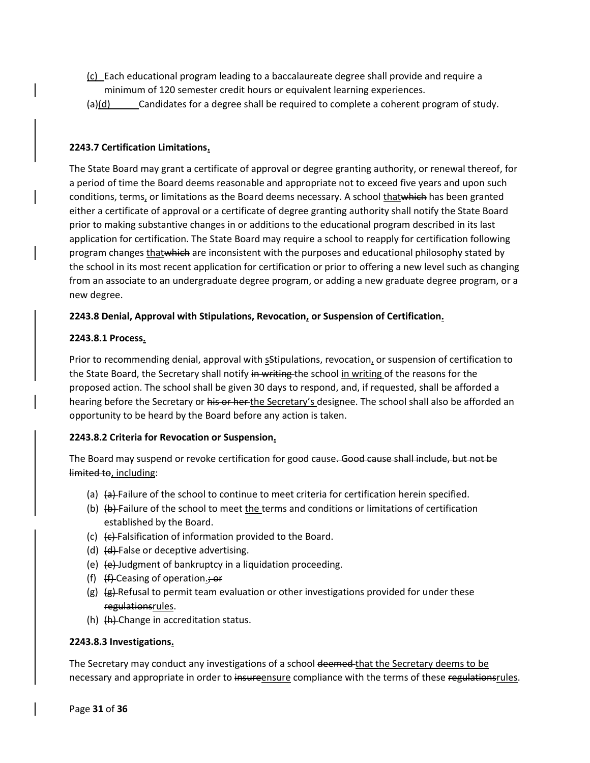(c) Each educational program leading to a baccalaureate degree shall provide and require a minimum of 120 semester credit hours or equivalent learning experiences.

~~(a)~~(d) Candidates for a degree shall be required to complete a coherent program of study.

**2243.7 Certification Limitations.**

The State Board may grant a certificate of approval or degree granting authority, or renewal thereof, for a period of time the Board deems reasonable and appropriate not to exceed five years and upon such conditions, terms, or limitations as the Board deems necessary. A school that~~which~~ has been granted either a certificate of approval or a certificate of degree granting authority shall notify the State Board prior to making substantive changes in or additions to the educational program described in its last application for certification. The State Board may require a school to reapply for certification following program changes that~~which~~ are inconsistent with the purposes and educational philosophy stated by the school in its most recent application for certification or prior to offering a new level such as changing from an associate to an undergraduate degree program, or adding a new graduate degree program, or a new degree.

**2243.8 Denial, Approval with Stipulations, Revocation, or Suspension of Certification.**

**2243.8.1 Process.**

Prior to recommending denial, approval with s~~S~~tipulations, revocation, or suspension of certification to the State Board, the Secretary shall notify ~~in writing~~ the school in writing of the reasons for the proposed action. The school shall be given 30 days to respond, and, if requested, shall be afforded a hearing before the Secretary or ~~his or her~~ the Secretary's designee. The school shall also be afforded an opportunity to be heard by the Board before any action is taken.

**2243.8.2 Criteria for Revocation or Suspension.**

The Board may suspend or revoke certification for good cause~~. Good cause shall include, but not be limited to~~, including:

(a) ~~(a)~~ Failure of the school to continue to meet criteria for certification herein specified.
(b) ~~(b)~~ Failure of the school to meet the terms and conditions or limitations of certification established by the Board.
(c) ~~(c)~~ Falsification of information provided to the Board.
(d) ~~(d)~~ False or deceptive advertising.
(e) ~~(e)~~ Judgment of bankruptcy in a liquidation proceeding.
(f) ~~(f)~~ Ceasing of operation.~~; or~~
(g) ~~(g)~~ Refusal to permit team evaluation or other investigations provided for under these ~~regulations~~rules.
(h) ~~(h)~~ Change in accreditation status.

**2243.8.3 Investigations.**

The Secretary may conduct any investigations of a school ~~deemed~~ that the Secretary deems to be necessary and appropriate in order to ~~insure~~ensure compliance with the terms of these ~~regulations~~rules.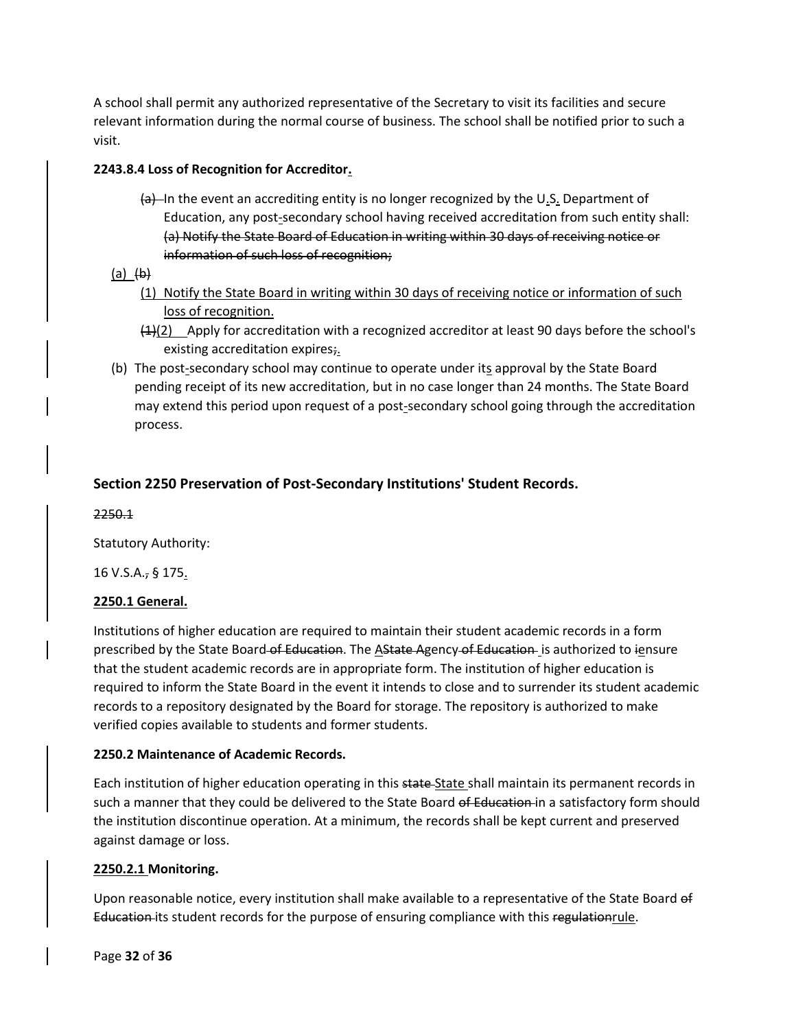A school shall permit any authorized representative of the Secretary to visit its facilities and secure relevant information during the normal course of business. The school shall be notified prior to such a visit.

**2243.8.4 Loss of Recognition for Accreditor.**

~~(a)~~ In the event an accrediting entity is no longer recognized by the U.S. Department of Education, any post-secondary school having received accreditation from such entity shall: ~~(a) Notify the State Board of Education in writing within 30 days of receiving notice or information of such loss of recognition;~~

(a) ~~(b)~~

(1) Notify the State Board in writing within 30 days of receiving notice or information of such loss of recognition.

~~(1)~~(2) Apply for accreditation with a recognized accreditor at least 90 days before the school's existing accreditation expires~~;~~.

(b) The post-secondary school may continue to operate under its approval by the State Board pending receipt of its new accreditation, but in no case longer than 24 months. The State Board may extend this period upon request of a post-secondary school going through the accreditation process.

## Section 2250 Preservation of Post-Secondary Institutions' Student Records.

~~2250.1~~

Statutory Authority:

16 V.S.A.~~,~~ § 175.

**2250.1 General.**

Institutions of higher education are required to maintain their student academic records in a form prescribed by the State Board ~~of Education~~. The AState Agency ~~of Education~~ is authorized to ~~i~~ensure that the student academic records are in appropriate form. The institution of higher education is required to inform the State Board in the event it intends to close and to surrender its student academic records to a repository designated by the Board for storage. The repository is authorized to make verified copies available to students and former students.

**2250.2 Maintenance of Academic Records.**

Each institution of higher education operating in this ~~state~~ State shall maintain its permanent records in such a manner that they could be delivered to the State Board ~~of Education~~ in a satisfactory form should the institution discontinue operation. At a minimum, the records shall be kept current and preserved against damage or loss.

**2250.2.1 Monitoring.**

Upon reasonable notice, every institution shall make available to a representative of the State Board ~~of Education~~ its student records for the purpose of ensuring compliance with this ~~regulation~~rule.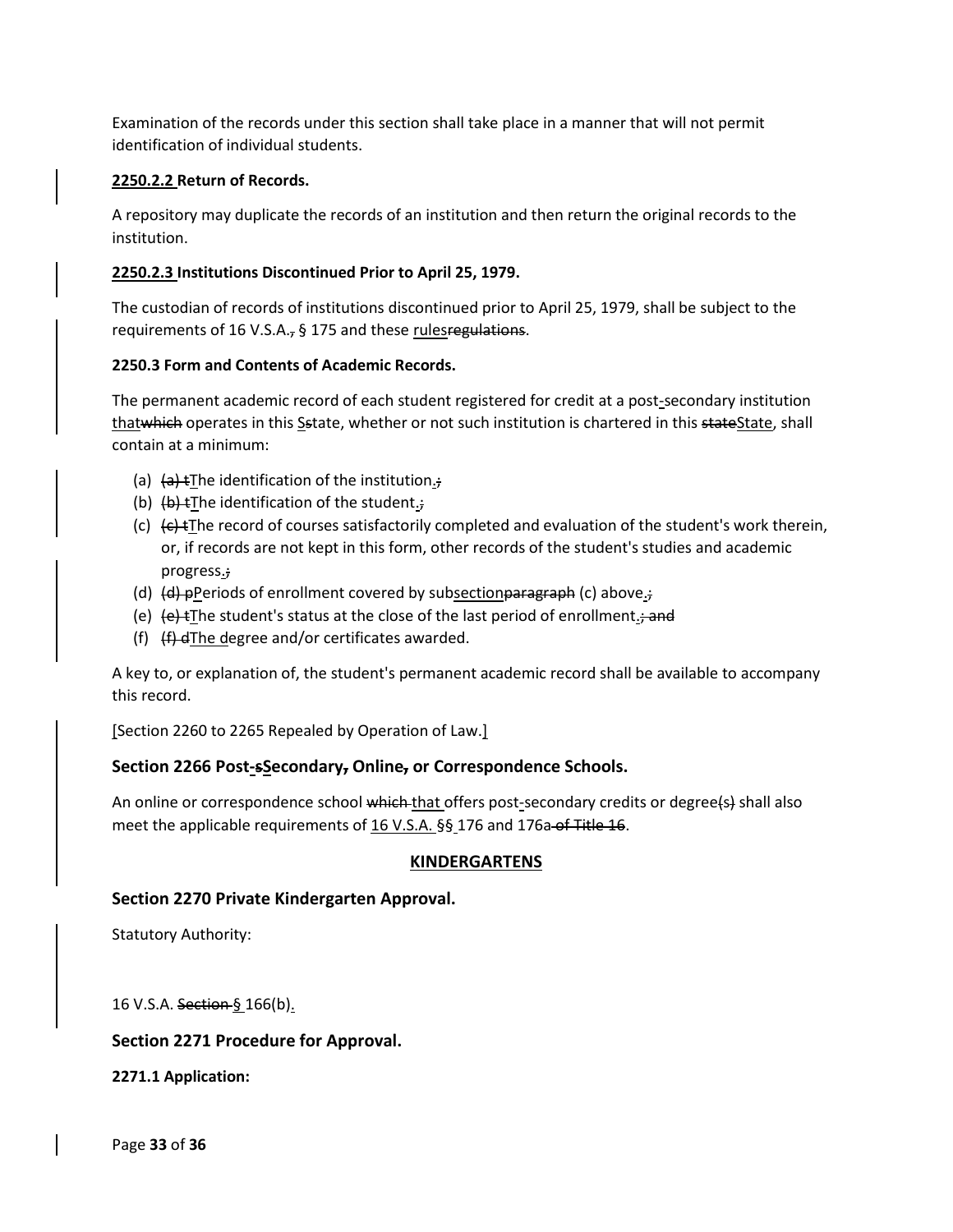Examination of the records under this section shall take place in a manner that will not permit identification of individual students.

**2250.2.2 Return of Records.**

A repository may duplicate the records of an institution and then return the original records to the institution.

**2250.2.3 Institutions Discontinued Prior to April 25, 1979.**

The custodian of records of institutions discontinued prior to April 25, 1979, shall be subject to the requirements of 16 V.S.A.~~,~~ § 175 and these rules~~regulations~~.

**2250.3 Form and Contents of Academic Records.**

The permanent academic record of each student registered for credit at a post-secondary institution that~~which~~ operates in this S~~s~~tate, whether or not such institution is chartered in this ~~state~~State, shall contain at a minimum:

(a) ~~(a) t~~The identification of the institution.~~;~~
(b) ~~(b) t~~The identification of the student.~~;~~
(c) ~~(c) t~~The record of courses satisfactorily completed and evaluation of the student's work therein, or, if records are not kept in this form, other records of the student's studies and academic progress.~~;~~
(d) ~~(d) p~~Periods of enrollment covered by subsection~~paragraph~~ (c) above.~~;~~
(e) ~~(e) t~~The student's status at the close of the last period of enrollment.~~; and~~
(f) ~~(f) d~~The degree and/or certificates awarded.

A key to, or explanation of, the student's permanent academic record shall be available to accompany this record.

[Section 2260 to 2265 Repealed by Operation of Law.]

### Section 2266 Post-~~s~~Secondary~~,~~ Online~~,~~ or Correspondence Schools.

An online or correspondence school ~~which~~ that offers post-secondary credits or degree~~(s)~~ shall also meet the applicable requirements of 16 V.S.A. §§ 176 and 176a ~~of Title 16~~.

## KINDERGARTENS

### Section 2270 Private Kindergarten Approval.

Statutory Authority:

16 V.S.A. ~~Section~~ § 166(b).

### Section 2271 Procedure for Approval.

**2271.1 Application:**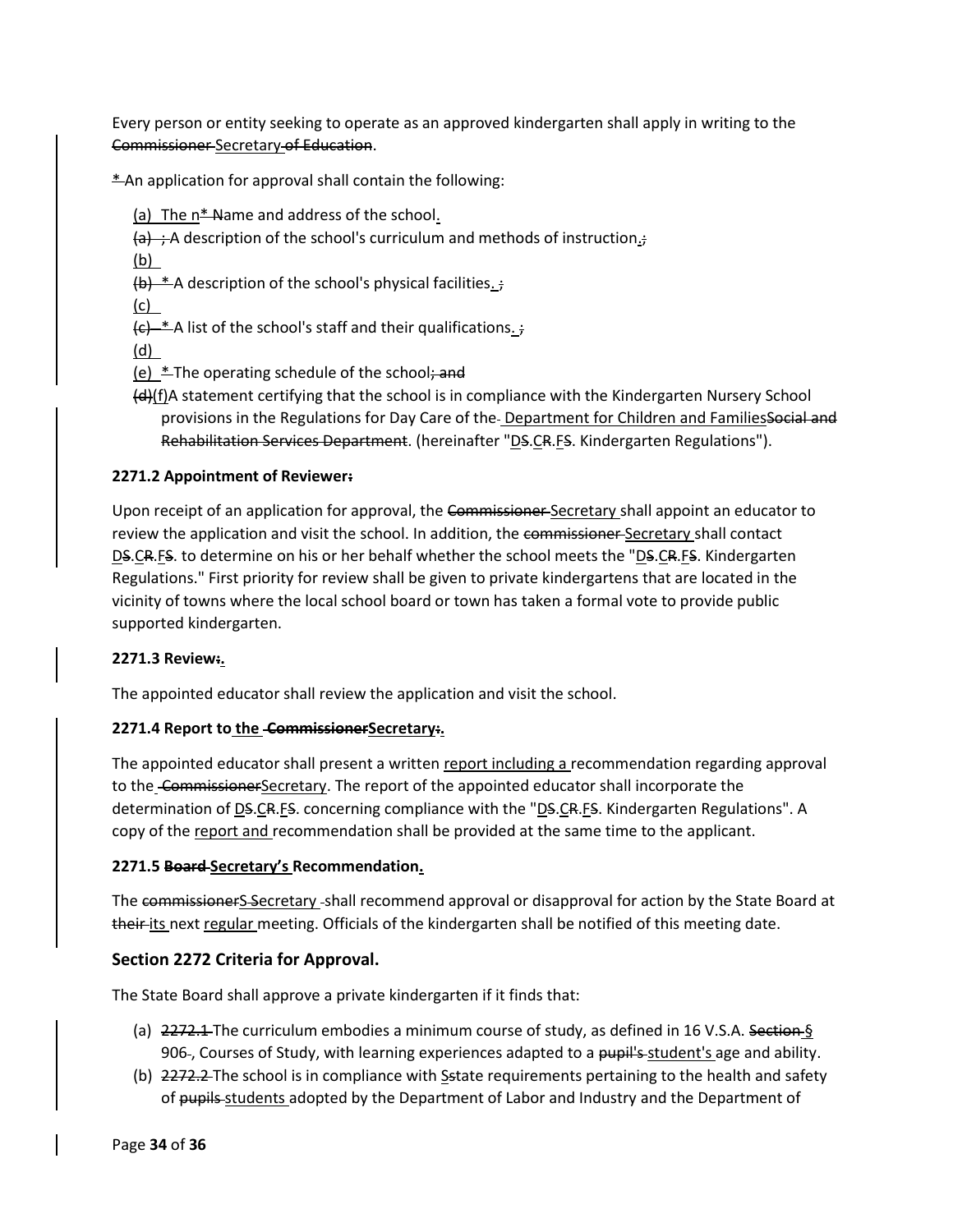Every person or entity seeking to operate as an approved kindergarten shall apply in writing to the ~~Commissioner~~ Secretary ~~of Education~~.

\* An application for approval shall contain the following:

(a) The n~~\* N~~ame and address of the school.
~~(a) ;~~ A description of the school's curriculum and methods of instruction.~~;~~
(b)
~~(b) \*~~ A description of the school's physical facilities. ~~;~~
(c)
~~(c) \*~~ A list of the school's staff and their qualifications. ~~;~~
(d)
(e) \* The operating schedule of the school~~; and~~
~~(d)~~(f)A statement certifying that the school is in compliance with the Kindergarten Nursery School provisions in the Regulations for Day Care of the Department for Children and Families~~Social and Rehabilitation Services Department~~. (hereinafter "D~~S~~.C~~R~~.F~~S~~. Kindergarten Regulations").

**2271.2 Appointment of Reviewer~~:~~**

Upon receipt of an application for approval, the ~~Commissioner~~ Secretary shall appoint an educator to review the application and visit the school. In addition, the ~~commissioner~~ Secretary shall contact D~~S~~.C~~R~~.F~~S~~. to determine on his or her behalf whether the school meets the "D~~S~~.C~~R~~.F~~S~~. Kindergarten Regulations." First priority for review shall be given to private kindergartens that are located in the vicinity of towns where the local school board or town has taken a formal vote to provide public supported kindergarten.

**2271.3 Review~~:~~.**

The appointed educator shall review the application and visit the school.

**2271.4 Report to the ~~Commissioner~~Secretary~~:~~.**

The appointed educator shall present a written report including a recommendation regarding approval to the ~~Commissioner~~Secretary. The report of the appointed educator shall incorporate the determination of D~~S~~.C~~R~~.F~~S~~. concerning compliance with the "D~~S~~.C~~R~~.F~~S~~. Kindergarten Regulations". A copy of the report and recommendation shall be provided at the same time to the applicant.

**2271.5 ~~Board~~ Secretary's Recommendation.**

The ~~commissioner~~S Secretary shall recommend approval or disapproval for action by the State Board at ~~their~~ its next regular meeting. Officials of the kindergarten shall be notified of this meeting date.

## Section 2272 Criteria for Approval.

The State Board shall approve a private kindergarten if it finds that:

- (a) ~~2272.1~~ The curriculum embodies a minimum course of study, as defined in 16 V.S.A. ~~Section~~ § 906, Courses of Study, with learning experiences adapted to a ~~pupil's~~ student's age and ability.
- (b) ~~2272.2~~ The school is in compliance with S~~s~~tate requirements pertaining to the health and safety of ~~pupils~~ students adopted by the Department of Labor and Industry and the Department of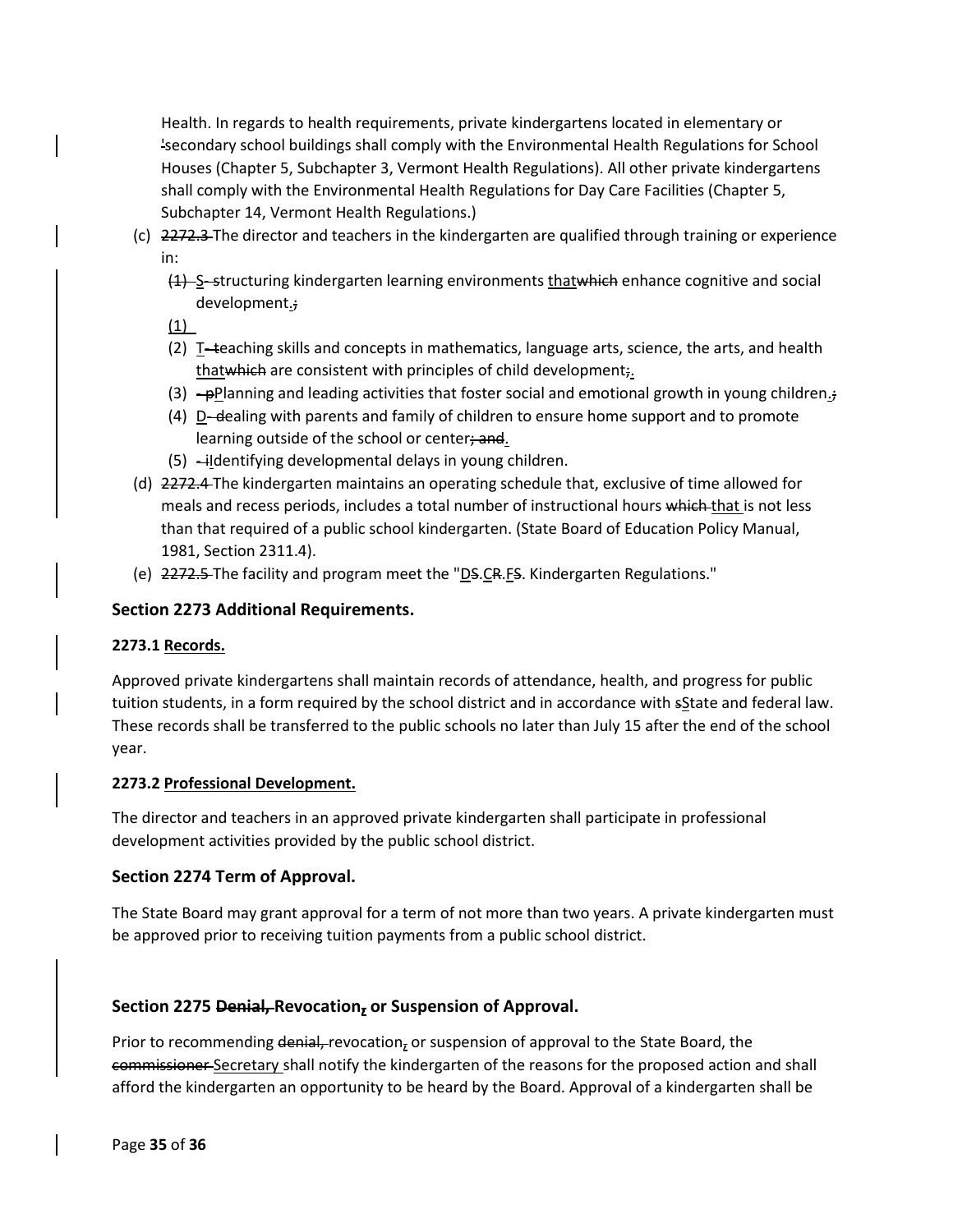Health. In regards to health requirements, private kindergartens located in elementary or secondary school buildings shall comply with the Environmental Health Regulations for School Houses (Chapter 5, Subchapter 3, Vermont Health Regulations). All other private kindergartens shall comply with the Environmental Health Regulations for Day Care Facilities (Chapter 5, Subchapter 14, Vermont Health Regulations.)

(c) The director and teachers in the kindergarten are qualified through training or experience in:

(1) Structuring kindergarten learning environments that enhance cognitive and social development.

(2) Teaching skills and concepts in mathematics, language arts, science, the arts, and health that are consistent with principles of child development.

(3) Planning and leading activities that foster social and emotional growth in young children.

(4) Dealing with parents and family of children to ensure home support and to promote learning outside of the school or center.

(5) Identifying developmental delays in young children.

(d) The kindergarten maintains an operating schedule that, exclusive of time allowed for meals and recess periods, includes a total number of instructional hours that is not less than that required of a public school kindergarten. (State Board of Education Policy Manual, 1981, Section 2311.4).

(e) The facility and program meet the "D.C.F. Kindergarten Regulations."

### Section 2273 Additional Requirements.

#### 2273.1 Records.

Approved private kindergartens shall maintain records of attendance, health, and progress for public tuition students, in a form required by the school district and in accordance with State and federal law. These records shall be transferred to the public schools no later than July 15 after the end of the school year.

#### 2273.2 Professional Development.

The director and teachers in an approved private kindergarten shall participate in professional development activities provided by the public school district.

### Section 2274 Term of Approval.

The State Board may grant approval for a term of not more than two years. A private kindergarten must be approved prior to receiving tuition payments from a public school district.

### Section 2275 Revocation or Suspension of Approval.

Prior to recommending revocation or suspension of approval to the State Board, the Secretary shall notify the kindergarten of the reasons for the proposed action and shall afford the kindergarten an opportunity to be heard by the Board. Approval of a kindergarten shall be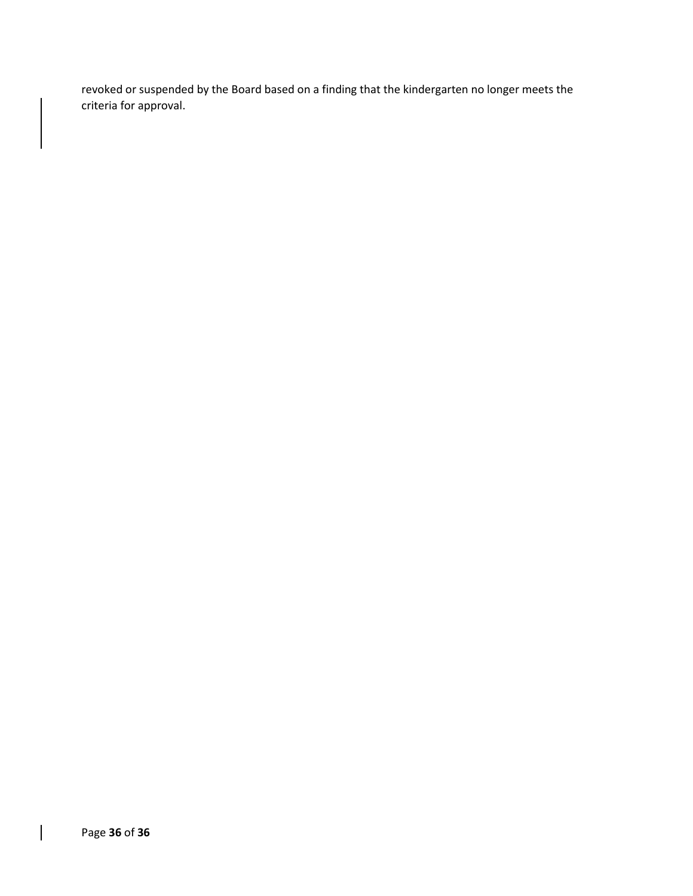revoked or suspended by the Board based on a finding that the kindergarten no longer meets the criteria for approval.